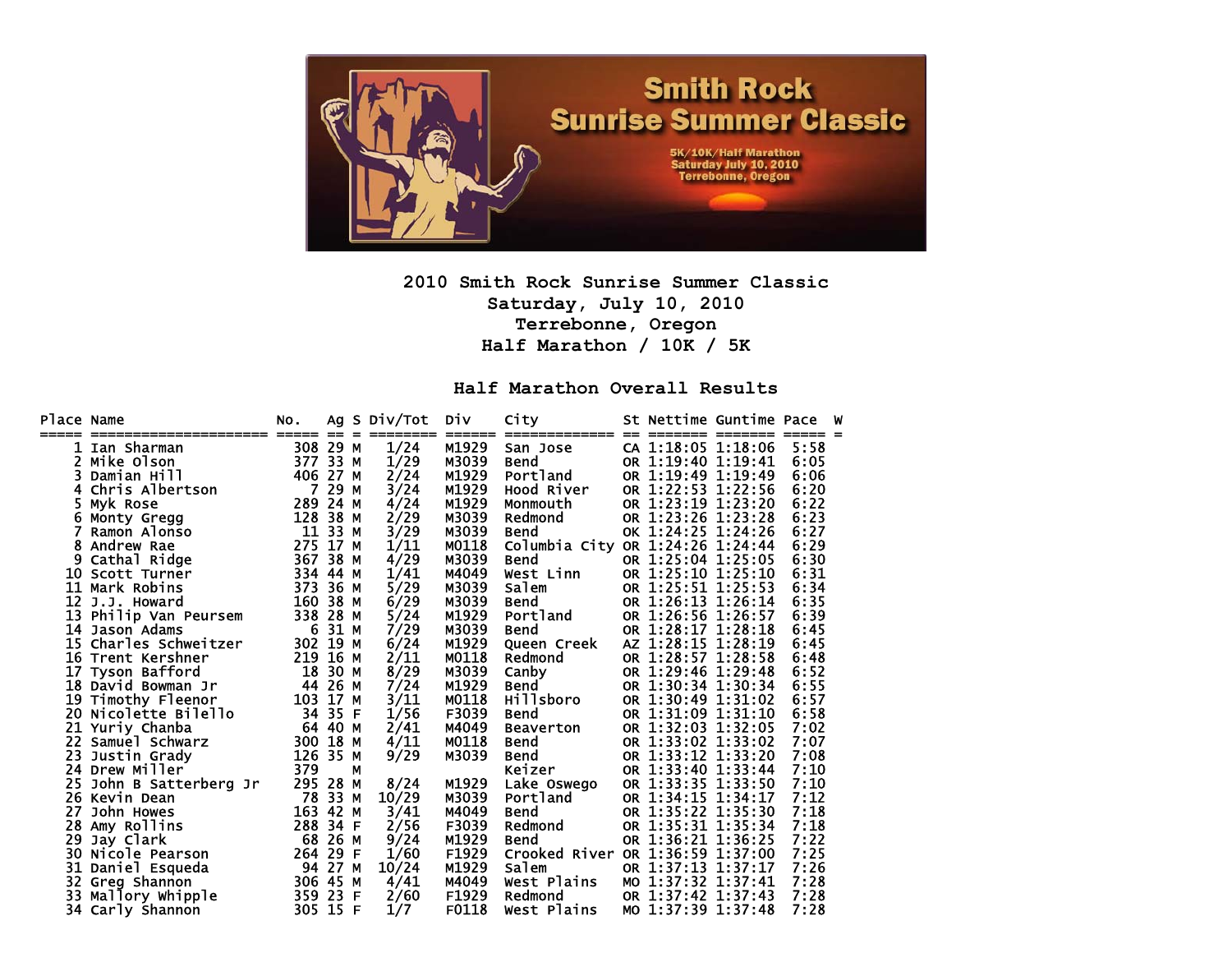# 2010 Smith Rock Sunrise Summer Classic

Saturday, July 10, 2010
Terrebonne, Oregon
Half Marathon / 10K / 5K

## Half Marathon Overall Results

| Place | Name | No. | Ag | S | Div/Tot | Div | City | St | Nettime | Guntime | Pace | W |
|---|---|---|---|---|---|---|---|---|---|---|---|---|
| 1 | Ian Sharman | 308 | 29 | M | 1/24 | M1929 | San Jose | CA | 1:18:05 | 1:18:06 | 5:58 | |
| 2 | Mike Olson | 377 | 33 | M | 1/29 | M3039 | Bend | OR | 1:19:40 | 1:19:41 | 6:05 | |
| 3 | Damian Hill | 406 | 27 | M | 2/24 | M1929 | Portland | OR | 1:19:49 | 1:19:49 | 6:06 | |
| 4 | Chris Albertson | 7 | 29 | M | 3/24 | M1929 | Hood River | OR | 1:22:53 | 1:22:56 | 6:20 | |
| 5 | Myk Rose | 289 | 24 | M | 4/24 | M1929 | Monmouth | OR | 1:23:19 | 1:23:20 | 6:22 | |
| 6 | Monty Gregg | 128 | 38 | M | 2/29 | M3039 | Redmond | OR | 1:23:26 | 1:23:28 | 6:23 | |
| 7 | Ramon Alonso | 11 | 33 | M | 3/29 | M3039 | Bend | OK | 1:24:25 | 1:24:26 | 6:27 | |
| 8 | Andrew Rae | 275 | 17 | M | 1/11 | M0118 | Columbia City | OR | 1:24:26 | 1:24:44 | 6:29 | |
| 9 | Cathal Ridge | 367 | 38 | M | 4/29 | M3039 | Bend | OR | 1:25:04 | 1:25:05 | 6:30 | |
| 10 | Scott Turner | 334 | 44 | M | 1/41 | M4049 | West Linn | OR | 1:25:10 | 1:25:10 | 6:31 | |
| 11 | Mark Robins | 373 | 36 | M | 5/29 | M3039 | Salem | OR | 1:25:51 | 1:25:53 | 6:34 | |
| 12 | J.J. Howard | 160 | 38 | M | 6/29 | M3039 | Bend | OR | 1:26:13 | 1:26:14 | 6:35 | |
| 13 | Philip Van Peursem | 338 | 28 | M | 5/24 | M1929 | Portland | OR | 1:26:56 | 1:26:57 | 6:39 | |
| 14 | Jason Adams | 6 | 31 | M | 7/29 | M3039 | Bend | OR | 1:28:17 | 1:28:18 | 6:45 | |
| 15 | Charles Schweitzer | 302 | 19 | M | 6/24 | M1929 | Queen Creek | AZ | 1:28:15 | 1:28:19 | 6:45 | |
| 16 | Trent Kershner | 219 | 16 | M | 2/11 | M0118 | Redmond | OR | 1:28:57 | 1:28:58 | 6:48 | |
| 17 | Tyson Bafford | 18 | 30 | M | 8/29 | M3039 | Canby | OR | 1:29:46 | 1:29:48 | 6:52 | |
| 18 | David Bowman Jr | 44 | 26 | M | 7/24 | M1929 | Bend | OR | 1:30:34 | 1:30:34 | 6:55 | |
| 19 | Timothy Fleenor | 103 | 17 | M | 3/11 | M0118 | Hillsboro | OR | 1:30:49 | 1:31:02 | 6:57 | |
| 20 | Nicolette Bilello | 34 | 35 | F | 1/56 | F3039 | Bend | OR | 1:31:09 | 1:31:10 | 6:58 | |
| 21 | Yuriy Chanba | 64 | 40 | M | 2/41 | M4049 | Beaverton | OR | 1:32:03 | 1:32:05 | 7:02 | |
| 22 | Samuel Schwarz | 300 | 18 | M | 4/11 | M0118 | Bend | OR | 1:33:02 | 1:33:02 | 7:07 | |
| 23 | Justin Grady | 126 | 35 | M | 9/29 | M3039 | Bend | OR | 1:33:12 | 1:33:20 | 7:08 | |
| 24 | Drew Miller | 379 | | M | | | Keizer | OR | 1:33:40 | 1:33:44 | 7:10 | |
| 25 | John B Satterberg Jr | 295 | 28 | M | 8/24 | M1929 | Lake Oswego | OR | 1:33:35 | 1:33:50 | 7:10 | |
| 26 | Kevin Dean | 78 | 33 | M | 10/29 | M3039 | Portland | OR | 1:34:15 | 1:34:17 | 7:12 | |
| 27 | John Howes | 163 | 42 | M | 3/41 | M4049 | Bend | OR | 1:35:22 | 1:35:30 | 7:18 | |
| 28 | Amy Rollins | 288 | 34 | F | 2/56 | F3039 | Redmond | OR | 1:35:31 | 1:35:34 | 7:18 | |
| 29 | Jay Clark | 68 | 26 | M | 9/24 | M1929 | Bend | OR | 1:36:21 | 1:36:25 | 7:22 | |
| 30 | Nicole Pearson | 264 | 29 | F | 1/60 | F1929 | Crooked River | OR | 1:36:59 | 1:37:00 | 7:25 | |
| 31 | Daniel Esqueda | 94 | 27 | M | 10/24 | M1929 | Salem | OR | 1:37:13 | 1:37:17 | 7:26 | |
| 32 | Greg Shannon | 306 | 45 | M | 4/41 | M4049 | West Plains | MO | 1:37:32 | 1:37:41 | 7:28 | |
| 33 | Mallory Whipple | 359 | 23 | F | 2/60 | F1929 | Redmond | OR | 1:37:42 | 1:37:43 | 7:28 | |
| 34 | Carly Shannon | 305 | 15 | F | 1/7 | F0118 | West Plains | MO | 1:37:39 | 1:37:48 | 7:28 | |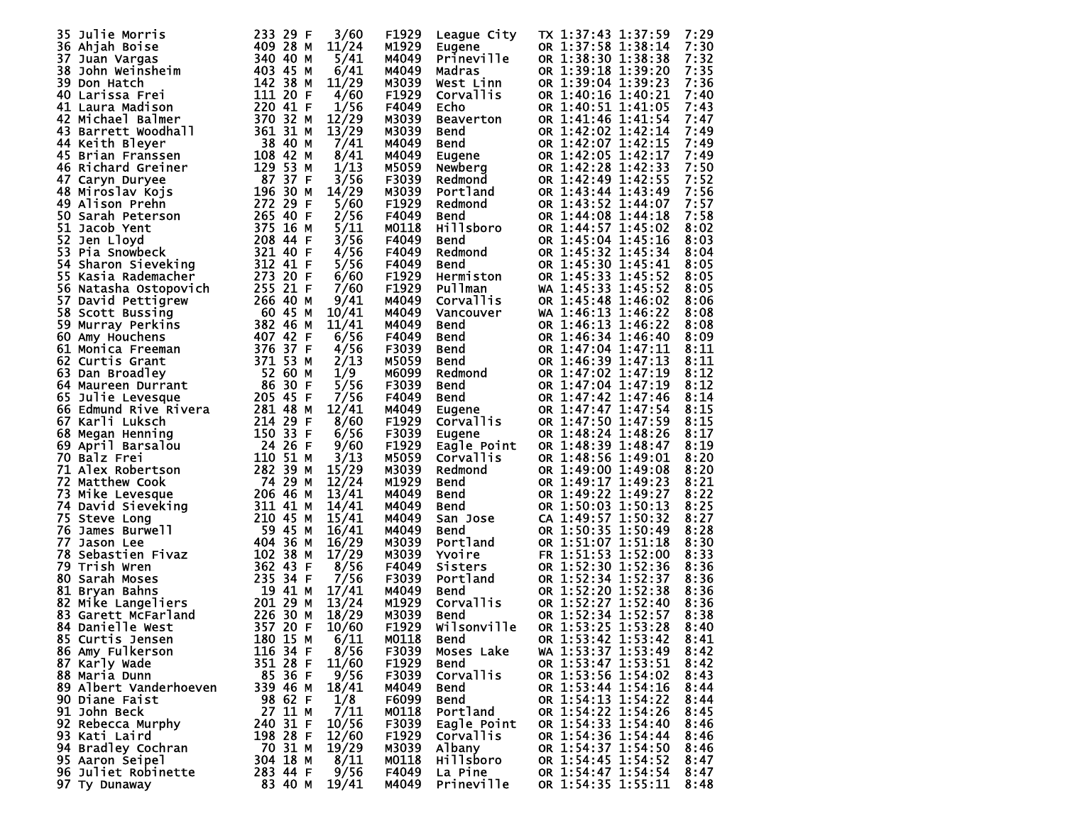```
35 Julie Morris            233 29 F   3/60   F1929  League City   TX 1:37:43 1:37:59  7:29
36 Ahjah Boise             409 28 M  11/24   M1929  Eugene        OR 1:37:58 1:38:14  7:30
37 Juan Vargas             340 40 M   5/41   M4049  Prineville    OR 1:38:30 1:38:38  7:32
38 John Weinsheim          403 45 M   6/41   M4049  Madras        OR 1:39:18 1:39:20  7:35
39 Don Hatch               142 38 M  11/29   M3039  West Linn     OR 1:39:04 1:39:23  7:36
40 Larissa Frei            111 20 F   4/60   F1929  Corvallis     OR 1:40:16 1:40:21  7:40
41 Laura Madison           220 41 F   1/56   F4049  Echo          OR 1:40:51 1:41:05  7:43
42 Michael Balmer          370 32 M  12/29   M3039  Beaverton     OR 1:41:46 1:41:54  7:47
43 Barrett Woodhall        361 31 M  13/29   M3039  Bend          OR 1:42:02 1:42:14  7:49
44 Keith Bleyer             38 40 M   7/41   M4049  Bend          OR 1:42:07 1:42:15  7:49
45 Brian Franssen          108 42 M   8/41   M4049  Eugene        OR 1:42:05 1:42:17  7:49
46 Richard Greiner         129 53 M   1/13   M5059  Newberg       OR 1:42:28 1:42:33  7:50
47 Caryn Duryee             87 37 F   3/56   F3039  Redmond       OR 1:42:49 1:42:55  7:52
48 Miroslav Kojs           196 30 M  14/29   M3039  Portland      OR 1:43:44 1:43:49  7:56
49 Alison Prehn            272 29 F   5/60   F1929  Redmond       OR 1:43:52 1:44:07  7:57
50 Sarah Peterson          265 40 F   2/56   F4049  Bend          OR 1:44:08 1:44:18  7:58
51 Jacob Yent              375 16 M   5/11   M0118  Hillsboro     OR 1:44:57 1:45:02  8:02
52 Jen Lloyd               208 44 F   3/56   F4049  Bend          OR 1:45:04 1:45:16  8:03
53 Pia Snowbeck            321 40 F   4/56   F4049  Redmond       OR 1:45:32 1:45:34  8:04
54 Sharon Sieveking        312 41 F   5/56   F4049  Bend          OR 1:45:30 1:45:41  8:05
55 Kasia Rademacher        273 20 F   6/60   F1929  Hermiston     OR 1:45:33 1:45:52  8:05
56 Natasha Ostopovich      255 21 F   7/60   F1929  Pullman       WA 1:45:33 1:45:52  8:05
57 David Pettigrew         266 40 M   9/41   M4049  Corvallis     OR 1:45:48 1:46:02  8:06
58 Scott Bussing            60 45 M  10/41   M4049  Vancouver     WA 1:46:13 1:46:22  8:08
59 Murray Perkins          382 46 M  11/41   M4049  Bend          OR 1:46:13 1:46:22  8:08
60 Amy Houchens            407 42 F   6/56   F4049  Bend          OR 1:46:34 1:46:40  8:09
61 Monica Freeman          376 37 F   4/56   F3039  Bend          OR 1:47:04 1:47:11  8:11
62 Curtis Grant            371 53 M   2/13   M5059  Bend          OR 1:46:39 1:47:13  8:11
63 Dan Broadley             52 60 M   1/9    M6099  Redmond       OR 1:47:02 1:47:19  8:12
64 Maureen Durrant          86 30 F   5/56   F3039  Bend          OR 1:47:04 1:47:19  8:12
65 Julie Levesque          205 45 F   7/56   F4049  Bend          OR 1:47:42 1:47:46  8:14
66 Edmund Rive Rivera      281 48 M  12/41   M4049  Eugene        OR 1:47:47 1:47:54  8:15
67 Karli Luksch            214 29 F   8/60   F1929  Corvallis     OR 1:47:50 1:47:59  8:15
68 Megan Henning           150 33 F   6/56   F3039  Eugene        OR 1:48:24 1:48:26  8:17
69 April Barsalou           24 26 F   9/60   F1929  Eagle Point   OR 1:48:39 1:48:47  8:19
70 Balz Frei               110 51 M   3/13   M5059  Corvallis     OR 1:48:56 1:49:01  8:20
71 Alex Robertson          282 39 M  15/29   M3039  Redmond       OR 1:49:00 1:49:08  8:20
72 Matthew Cook             74 29 M  12/24   M1929  Bend          OR 1:49:17 1:49:23  8:21
73 Mike Levesque           206 46 M  13/41   M4049  Bend          OR 1:49:22 1:49:27  8:22
74 David Sieveking         311 41 M  14/41   M4049  Bend          OR 1:50:03 1:50:13  8:25
75 Steve Long              210 45 M  15/41   M4049  San Jose      CA 1:49:57 1:50:32  8:27
76 James Burwell            59 45 M  16/41   M4049  Bend          OR 1:50:35 1:50:49  8:28
77 Jason Lee               404 36 M  16/29   M3039  Portland      OR 1:51:07 1:51:18  8:30
78 Sebastien Fivaz         102 38 M  17/29   M3039  Yvoire        FR 1:51:53 1:52:00  8:33
79 Trish Wren              362 43 F   8/56   F4049  Sisters       OR 1:52:30 1:52:36  8:36
80 Sarah Moses             235 34 F   7/56   F3039  Portland      OR 1:52:34 1:52:37  8:36
81 Bryan Bahns              19 41 M  17/41   M4049  Bend          OR 1:52:20 1:52:38  8:36
82 Mike Langeliers         201 29 M  13/24   M1929  Corvallis     OR 1:52:27 1:52:40  8:36
83 Garett McFarland        226 30 M  18/29   M3039  Bend          OR 1:52:34 1:52:57  8:38
84 Danielle West           357 20 F  10/60   F1929  Wilsonville   OR 1:53:25 1:53:28  8:40
85 Curtis Jensen           180 15 M   6/11   M0118  Bend          OR 1:53:42 1:53:42  8:41
86 Amy Fulkerson           116 34 F   8/56   F3039  Moses Lake    WA 1:53:37 1:53:49  8:42
87 Karly Wade              351 28 F  11/60   F1929  Bend          OR 1:53:47 1:53:51  8:42
88 Maria Dunn               85 36 F   9/56   F3039  Corvallis     OR 1:53:56 1:54:02  8:43
89 Albert Vanderhoeven     339 46 M  18/41   M4049  Bend          OR 1:53:44 1:54:16  8:44
90 Diane Faist              98 62 F   1/8    F6099  Bend          OR 1:54:13 1:54:22  8:44
91 John Beck                27 11 M   7/11   M0118  Portland      OR 1:54:22 1:54:26  8:45
92 Rebecca Murphy          240 31 F  10/56   F3039  Eagle Point   OR 1:54:33 1:54:40  8:46
93 Kati Laird              198 28 F  12/60   F1929  Corvallis     OR 1:54:36 1:54:44  8:46
94 Bradley Cochran          70 31 M  19/29   M3039  Albany        OR 1:54:37 1:54:50  8:46
95 Aaron Seipel            304 18 M   8/11   M0118  Hillsboro     OR 1:54:45 1:54:52  8:47
96 Juliet Robinette        283 44 F   9/56   F4049  La Pine       OR 1:54:47 1:54:54  8:47
97 Ty Dunaway               83 40 M  19/41   M4049  Prineville    OR 1:54:35 1:55:11  8:48
```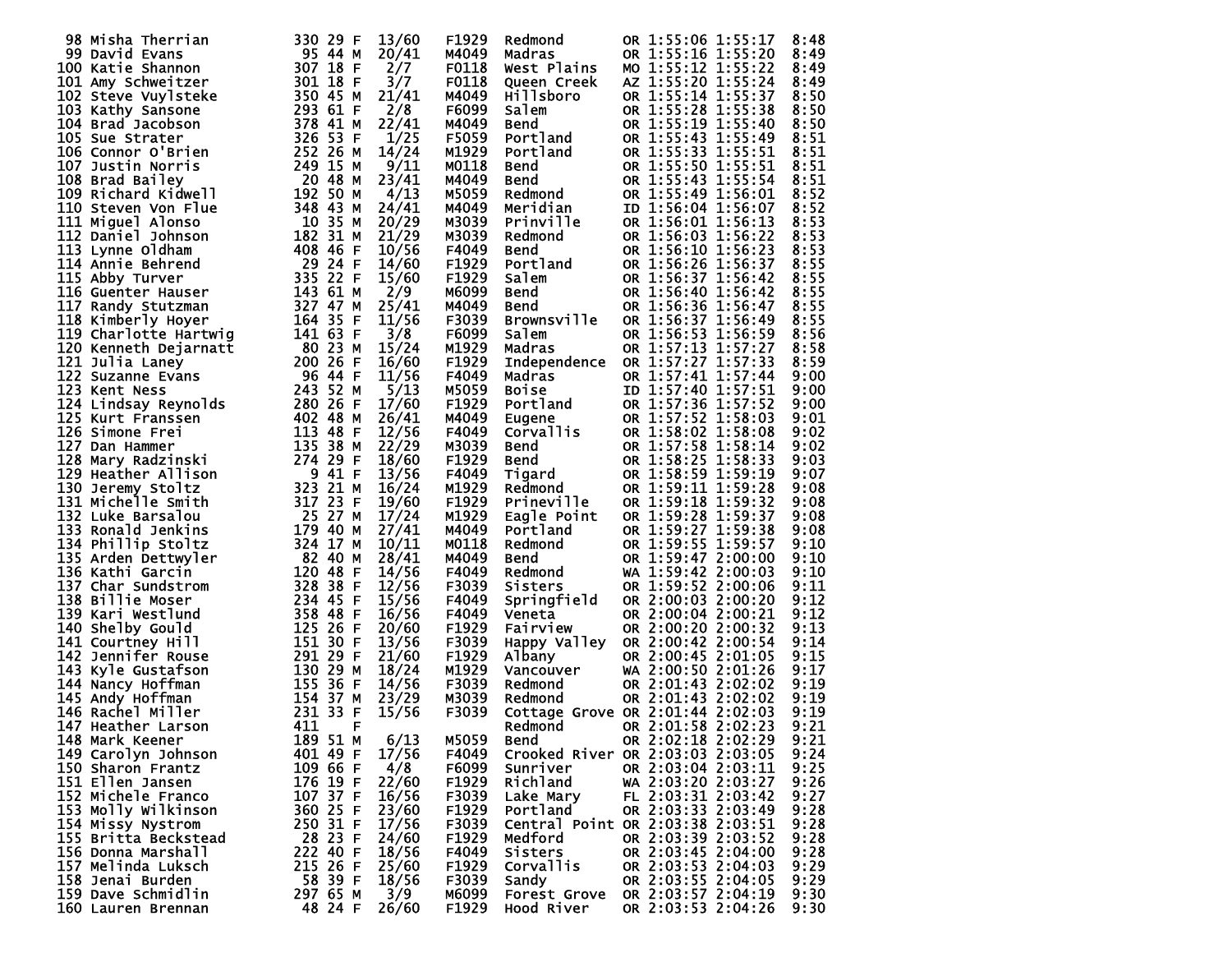```
 98 Misha Therrian          330 29 F  13/60   F1929  Redmond      OR 1:55:06 1:55:17  8:48
 99 David Evans              95 44 M  20/41   M4049  Madras       OR 1:55:16 1:55:20  8:49
100 Katie Shannon           307 18 F   2/7    F0118  West Plains  MO 1:55:12 1:55:22  8:49
101 Amy Schweitzer          301 18 F   3/7    F0118  Queen Creek  AZ 1:55:20 1:55:24  8:49
102 Steve Vuylsteke         350 45 M  21/41   M4049  Hillsboro    OR 1:55:14 1:55:37  8:50
103 Kathy Sansone           293 61 F   2/8    F6099  Salem        OR 1:55:28 1:55:38  8:50
104 Brad Jacobson           378 41 M  22/41   M4049  Bend         OR 1:55:19 1:55:40  8:50
105 Sue Strater             326 53 F   1/25   F5059  Portland     OR 1:55:43 1:55:49  8:51
106 Connor O'Brien          252 26 M  14/24   M1929  Portland     OR 1:55:33 1:55:51  8:51
107 Justin Norris           249 15 M   9/11   M0118  Bend         OR 1:55:50 1:55:51  8:51
108 Brad Bailey              20 48 M  23/41   M4049  Bend         OR 1:55:43 1:55:54  8:51
109 Richard Kidwell         192 50 M   4/13   M5059  Redmond      OR 1:55:49 1:56:01  8:52
110 Steven Von Flue         348 43 M  24/41   M4049  Meridian     ID 1:56:04 1:56:07  8:52
111 Miguel Alonso            10 35 M  20/29   M3039  Prinville    OR 1:56:01 1:56:13  8:53
112 Daniel Johnson          182 31 M  21/29   M3039  Redmond      OR 1:56:03 1:56:22  8:53
113 Lynne Oldham            408 46 F  10/56   F4049  Bend         OR 1:56:10 1:56:23  8:53
114 Annie Behrend            29 24 F  14/60   F1929  Portland     OR 1:56:26 1:56:37  8:55
115 Abby Turver             335 22 F  15/60   F1929  Salem        OR 1:56:37 1:56:42  8:55
116 Guenter Hauser          143 61 M   2/9    M6099  Bend         OR 1:56:40 1:56:42  8:55
117 Randy Stutzman          327 47 M  25/41   M4049  Bend         OR 1:56:36 1:56:47  8:55
118 Kimberly Hoyer          164 35 F  11/56   F3039  Brownsville  OR 1:56:37 1:56:49  8:55
119 Charlotte Hartwig       141 63 F   3/8    F6099  Salem        OR 1:56:53 1:56:59  8:56
120 Kenneth Dejarnatt        80 23 M  15/24   M1929  Madras       OR 1:57:13 1:57:27  8:58
121 Julia Laney             200 26 F  16/60   F1929  Independence OR 1:57:27 1:57:33  8:59
122 Suzanne Evans            96 44 F  11/56   F4049  Madras       OR 1:57:41 1:57:44  9:00
123 Kent Ness               243 52 M   5/13   M5059  Boise        ID 1:57:40 1:57:51  9:00
124 Lindsay Reynolds        280 26 F  17/60   F1929  Portland     OR 1:57:36 1:57:52  9:00
125 Kurt Franssen           402 48 M  26/41   M4049  Eugene       OR 1:57:52 1:58:03  9:01
126 Simone Frei             113 48 F  12/56   F4049  Corvallis    OR 1:58:02 1:58:08  9:02
127 Dan Hammer              135 38 M  22/29   M3039  Bend         OR 1:57:58 1:58:14  9:02
128 Mary Radzinski          274 29 F  18/60   F1929  Bend         OR 1:58:25 1:58:33  9:03
129 Heather Allison           9 41 F  13/56   F4049  Tigard       OR 1:58:59 1:59:19  9:07
130 Jeremy Stoltz           323 21 M  16/24   M1929  Redmond      OR 1:59:11 1:59:28  9:08
131 Michelle Smith          317 23 F  19/60   F1929  Prineville   OR 1:59:18 1:59:32  9:08
132 Luke Barsalou            25 27 M  17/24   M1929  Eagle Point  OR 1:59:28 1:59:37  9:08
133 Ronald Jenkins          179 40 M  27/41   M4049  Portland     OR 1:59:27 1:59:38  9:08
134 Phillip Stoltz          324 17 M  10/11   M0118  Redmond      OR 1:59:55 1:59:57  9:10
135 Arden Dettwyler          82 40 M  28/41   M4049  Bend         OR 1:59:47 2:00:00  9:10
136 Kathi Garcin            120 48 F  14/56   F4049  Redmond      WA 1:59:42 2:00:03  9:10
137 Char Sundstrom          328 38 F  12/56   F3039  Sisters      OR 1:59:52 2:00:06  9:11
138 Billie Moser            234 45 F  15/56   F4049  Springfield  OR 2:00:03 2:00:20  9:12
139 Kari Westlund           358 48 F  16/56   F4049  Veneta       OR 2:00:04 2:00:21  9:12
140 Shelby Gould            125 26 F  20/60   F1929  Fairview     OR 2:00:20 2:00:32  9:13
141 Courtney Hill           151 30 F  13/56   F3039  Happy Valley OR 2:00:42 2:00:54  9:14
142 Jennifer Rouse          291 29 F  21/60   F1929  Albany       OR 2:00:45 2:01:05  9:15
143 Kyle Gustafson          130 29 M  18/24   M1929  Vancouver    WA 2:00:50 2:01:26  9:17
144 Nancy Hoffman           155 36 F  14/56   F3039  Redmond      OR 2:01:43 2:02:02  9:19
145 Andy Hoffman            154 37 M  23/29   M3039  Redmond      OR 2:01:43 2:02:02  9:19
146 Rachel Miller           231 33 F  15/56   F3039  Cottage Grove OR 2:01:44 2:02:03  9:19
147 Heather Larson          411    F                 Redmond      OR 2:01:58 2:02:23  9:21
148 Mark Keener             189 51 M   6/13   M5059  Bend         OR 2:02:18 2:02:29  9:21
149 Carolyn Johnson         401 49 F  17/56   F4049  Crooked River OR 2:03:03 2:03:05  9:24
150 Sharon Frantz           109 66 F   4/8    F6099  Sunriver     OR 2:03:04 2:03:11  9:25
151 Ellen Jansen            176 19 F  22/60   F1929  Richland     WA 2:03:20 2:03:27  9:26
152 Michele Franco          107 37 F  16/56   F3039  Lake Mary    FL 2:03:31 2:03:42  9:27
153 Molly Wilkinson         360 25 F  23/60   F1929  Portland     OR 2:03:33 2:03:49  9:28
154 Missy Nystrom           250 31 F  17/56   F3039  Central Point OR 2:03:38 2:03:51  9:28
155 Britta Beckstead         28 23 F  24/60   F1929  Medford      OR 2:03:39 2:03:52  9:28
156 Donna Marshall          222 40 F  18/56   F4049  Sisters      OR 2:03:45 2:04:00  9:28
157 Melinda Luksch          215 26 F  25/60   F1929  Corvallis    OR 2:03:53 2:04:03  9:29
158 Jenai Burden             58 39 F  18/56   F3039  Sandy        OR 2:03:55 2:04:05  9:29
159 Dave Schmidlin          297 65 M   3/9    M6099  Forest Grove OR 2:03:57 2:04:19  9:30
160 Lauren Brennan           48 24 F  26/60   F1929  Hood River   OR 2:03:53 2:04:26  9:30
```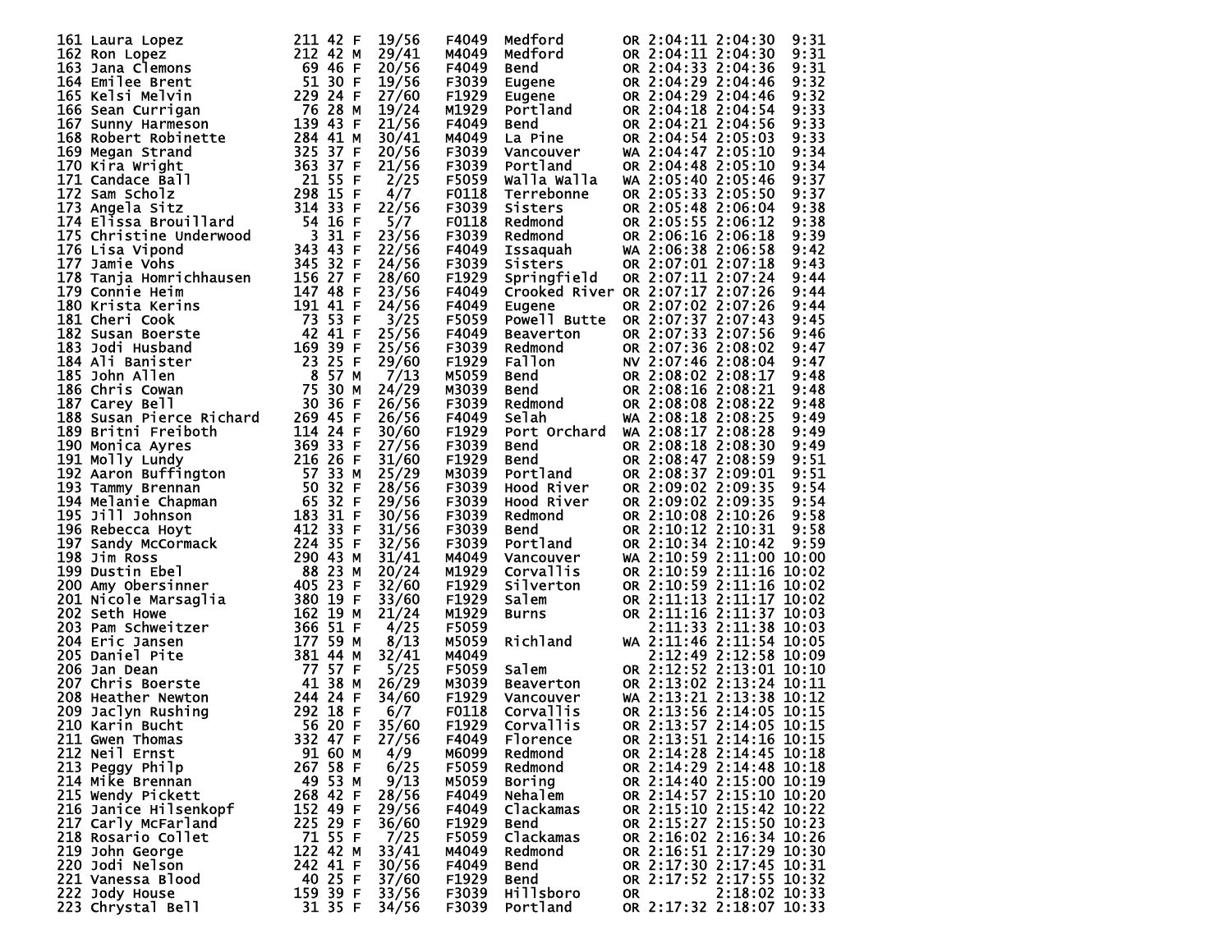| Place | Name | Bib | Age | Sex | Div Place | Division | City | State | Gun Time | Chip Time | Pace |
|---|---|---|---|---|---|---|---|---|---|---|---|
| 161 | Laura Lopez | 211 | 42 | F | 19/56 | F4049 | Medford | OR | 2:04:11 | 2:04:30 | 9:31 |
| 162 | Ron Lopez | 212 | 42 | M | 29/41 | M4049 | Medford | OR | 2:04:11 | 2:04:30 | 9:31 |
| 163 | Jana Clemons | 69 | 46 | F | 20/56 | F4049 | Bend | OR | 2:04:33 | 2:04:36 | 9:31 |
| 164 | Emilee Brent | 51 | 30 | F | 19/56 | F3039 | Eugene | OR | 2:04:29 | 2:04:46 | 9:32 |
| 165 | Kelsi Melvin | 229 | 24 | F | 27/60 | F1929 | Eugene | OR | 2:04:29 | 2:04:46 | 9:32 |
| 166 | Sean Currigan | 76 | 28 | M | 19/24 | M1929 | Portland | OR | 2:04:18 | 2:04:54 | 9:33 |
| 167 | Sunny Harmeson | 139 | 43 | F | 21/56 | F4049 | Bend | OR | 2:04:21 | 2:04:56 | 9:33 |
| 168 | Robert Robinette | 284 | 41 | M | 30/41 | M4049 | La Pine | OR | 2:04:54 | 2:05:03 | 9:33 |
| 169 | Megan Strand | 325 | 37 | F | 20/56 | F3039 | Vancouver | WA | 2:04:47 | 2:05:10 | 9:34 |
| 170 | Kira Wright | 363 | 37 | F | 21/56 | F3039 | Portland | OR | 2:04:48 | 2:05:10 | 9:34 |
| 171 | Candace Ball | 21 | 55 | F | 2/25 | F5059 | Walla Walla | WA | 2:05:40 | 2:05:46 | 9:37 |
| 172 | Sam Scholz | 298 | 15 | F | 4/7 | F0118 | Terrebonne | OR | 2:05:33 | 2:05:50 | 9:37 |
| 173 | Angela Sitz | 314 | 33 | F | 22/56 | F3039 | Sisters | OR | 2:05:48 | 2:06:04 | 9:38 |
| 174 | Elissa Brouillard | 54 | 16 | F | 5/7 | F0118 | Redmond | OR | 2:05:55 | 2:06:12 | 9:38 |
| 175 | Christine Underwood | 3 | 31 | F | 23/56 | F3039 | Redmond | OR | 2:06:16 | 2:06:18 | 9:39 |
| 176 | Lisa Vipond | 343 | 43 | F | 22/56 | F4049 | Issaquah | WA | 2:06:38 | 2:06:58 | 9:42 |
| 177 | Jamie Vohs | 345 | 32 | F | 24/56 | F3039 | Sisters | OR | 2:07:01 | 2:07:18 | 9:43 |
| 178 | Tanja Homrichhausen | 156 | 27 | F | 28/60 | F1929 | Springfield | OR | 2:07:11 | 2:07:24 | 9:44 |
| 179 | Connie Heim | 147 | 48 | F | 23/56 | F4049 | Crooked River | OR | 2:07:17 | 2:07:26 | 9:44 |
| 180 | Krista Kerins | 191 | 41 | F | 24/56 | F4049 | Eugene | OR | 2:07:02 | 2:07:26 | 9:44 |
| 181 | Cheri Cook | 73 | 53 | F | 3/25 | F5059 | Powell Butte | OR | 2:07:37 | 2:07:43 | 9:45 |
| 182 | Susan Boerste | 42 | 41 | F | 25/56 | F4049 | Beaverton | OR | 2:07:33 | 2:07:56 | 9:46 |
| 183 | Jodi Husband | 169 | 39 | F | 25/56 | F3039 | Redmond | OR | 2:07:36 | 2:08:02 | 9:47 |
| 184 | Ali Banister | 23 | 25 | F | 29/60 | F1929 | Fallon | NV | 2:07:46 | 2:08:04 | 9:47 |
| 185 | John Allen | 8 | 57 | M | 7/13 | M5059 | Bend | OR | 2:08:02 | 2:08:17 | 9:48 |
| 186 | Chris Cowan | 75 | 30 | M | 24/29 | M3039 | Bend | OR | 2:08:16 | 2:08:21 | 9:48 |
| 187 | Carey Bell | 30 | 36 | F | 26/56 | F3039 | Redmond | OR | 2:08:08 | 2:08:22 | 9:48 |
| 188 | Susan Pierce Richard | 269 | 45 | F | 26/56 | F4049 | Selah | WA | 2:08:18 | 2:08:25 | 9:49 |
| 189 | Britni Freiboth | 114 | 24 | F | 30/60 | F1929 | Port Orchard | WA | 2:08:17 | 2:08:28 | 9:49 |
| 190 | Monica Ayres | 369 | 33 | F | 27/56 | F3039 | Bend | OR | 2:08:18 | 2:08:30 | 9:49 |
| 191 | Molly Lundy | 216 | 26 | F | 31/60 | F1929 | Bend | OR | 2:08:47 | 2:08:59 | 9:51 |
| 192 | Aaron Buffington | 57 | 33 | M | 25/29 | M3039 | Portland | OR | 2:08:37 | 2:09:01 | 9:51 |
| 193 | Tammy Brennan | 50 | 32 | F | 28/56 | F3039 | Hood River | OR | 2:09:02 | 2:09:35 | 9:54 |
| 194 | Melanie Chapman | 65 | 32 | F | 29/56 | F3039 | Hood River | OR | 2:09:02 | 2:09:35 | 9:54 |
| 195 | Jill Johnson | 183 | 31 | F | 30/56 | F3039 | Redmond | OR | 2:10:08 | 2:10:26 | 9:58 |
| 196 | Rebecca Hoyt | 412 | 33 | F | 31/56 | F3039 | Bend | OR | 2:10:12 | 2:10:31 | 9:58 |
| 197 | Sandy McCormack | 224 | 35 | F | 32/56 | F3039 | Portland | OR | 2:10:34 | 2:10:42 | 9:59 |
| 198 | Jim Ross | 290 | 43 | M | 31/41 | M4049 | Vancouver | WA | 2:10:59 | 2:11:00 | 10:00 |
| 199 | Dustin Ebel | 88 | 23 | M | 20/24 | M1929 | Corvallis | OR | 2:10:59 | 2:11:16 | 10:02 |
| 200 | Amy Obersinner | 405 | 23 | F | 32/60 | F1929 | Silverton | OR | 2:10:59 | 2:11:16 | 10:02 |
| 201 | Nicole Marsaglia | 380 | 19 | F | 33/60 | F1929 | Salem | OR | 2:11:13 | 2:11:17 | 10:02 |
| 202 | Seth Howe | 162 | 19 | M | 21/24 | M1929 | Burns | OR | 2:11:16 | 2:11:37 | 10:03 |
| 203 | Pam Schweitzer | 366 | 51 | F | 4/25 | F5059 | | | 2:11:33 | 2:11:38 | 10:03 |
| 204 | Eric Jansen | 177 | 59 | M | 8/13 | M5059 | Richland | WA | 2:11:46 | 2:11:54 | 10:05 |
| 205 | Daniel Pite | 381 | 44 | M | 32/41 | M4049 | | | 2:12:49 | 2:12:58 | 10:09 |
| 206 | Jan Dean | 77 | 57 | F | 5/25 | F5059 | Salem | OR | 2:12:52 | 2:13:01 | 10:10 |
| 207 | Chris Boerste | 41 | 38 | M | 26/29 | M3039 | Beaverton | OR | 2:13:02 | 2:13:24 | 10:11 |
| 208 | Heather Newton | 244 | 24 | F | 34/60 | F1929 | Vancouver | WA | 2:13:21 | 2:13:38 | 10:12 |
| 209 | Jaclyn Rushing | 292 | 18 | F | 6/7 | F0118 | Corvallis | OR | 2:13:56 | 2:14:05 | 10:15 |
| 210 | Karin Bucht | 56 | 20 | F | 35/60 | F1929 | Corvallis | OR | 2:13:57 | 2:14:05 | 10:15 |
| 211 | Gwen Thomas | 332 | 47 | F | 27/56 | F4049 | Florence | OR | 2:13:51 | 2:14:16 | 10:15 |
| 212 | Neil Ernst | 91 | 60 | M | 4/9 | M6099 | Redmond | OR | 2:14:28 | 2:14:45 | 10:18 |
| 213 | Peggy Philp | 267 | 58 | F | 6/25 | F5059 | Redmond | OR | 2:14:29 | 2:14:48 | 10:18 |
| 214 | Mike Brennan | 49 | 53 | M | 9/13 | M5059 | Boring | OR | 2:14:40 | 2:15:00 | 10:19 |
| 215 | Wendy Pickett | 268 | 42 | F | 28/56 | F4049 | Nehalem | OR | 2:14:57 | 2:15:10 | 10:20 |
| 216 | Janice Hilsenkopf | 152 | 49 | F | 29/56 | F4049 | Clackamas | OR | 2:15:10 | 2:15:42 | 10:22 |
| 217 | Carly McFarland | 225 | 29 | F | 36/60 | F1929 | Bend | OR | 2:15:27 | 2:15:50 | 10:23 |
| 218 | Rosario Collet | 71 | 55 | F | 7/25 | F5059 | Clackamas | OR | 2:16:02 | 2:16:34 | 10:26 |
| 219 | John George | 122 | 42 | M | 33/41 | M4049 | Redmond | OR | 2:16:51 | 2:17:29 | 10:30 |
| 220 | Jodi Nelson | 242 | 41 | F | 30/56 | F4049 | Bend | OR | 2:17:30 | 2:17:45 | 10:31 |
| 221 | Vanessa Blood | 40 | 25 | F | 37/60 | F1929 | Bend | OR | 2:17:52 | 2:17:55 | 10:32 |
| 222 | Jody House | 159 | 39 | F | 33/56 | F3039 | Hillsboro | OR | | 2:18:02 | 10:33 |
| 223 | Chrystal Bell | 31 | 35 | F | 34/56 | F3039 | Portland | OR | 2:17:32 | 2:18:07 | 10:33 |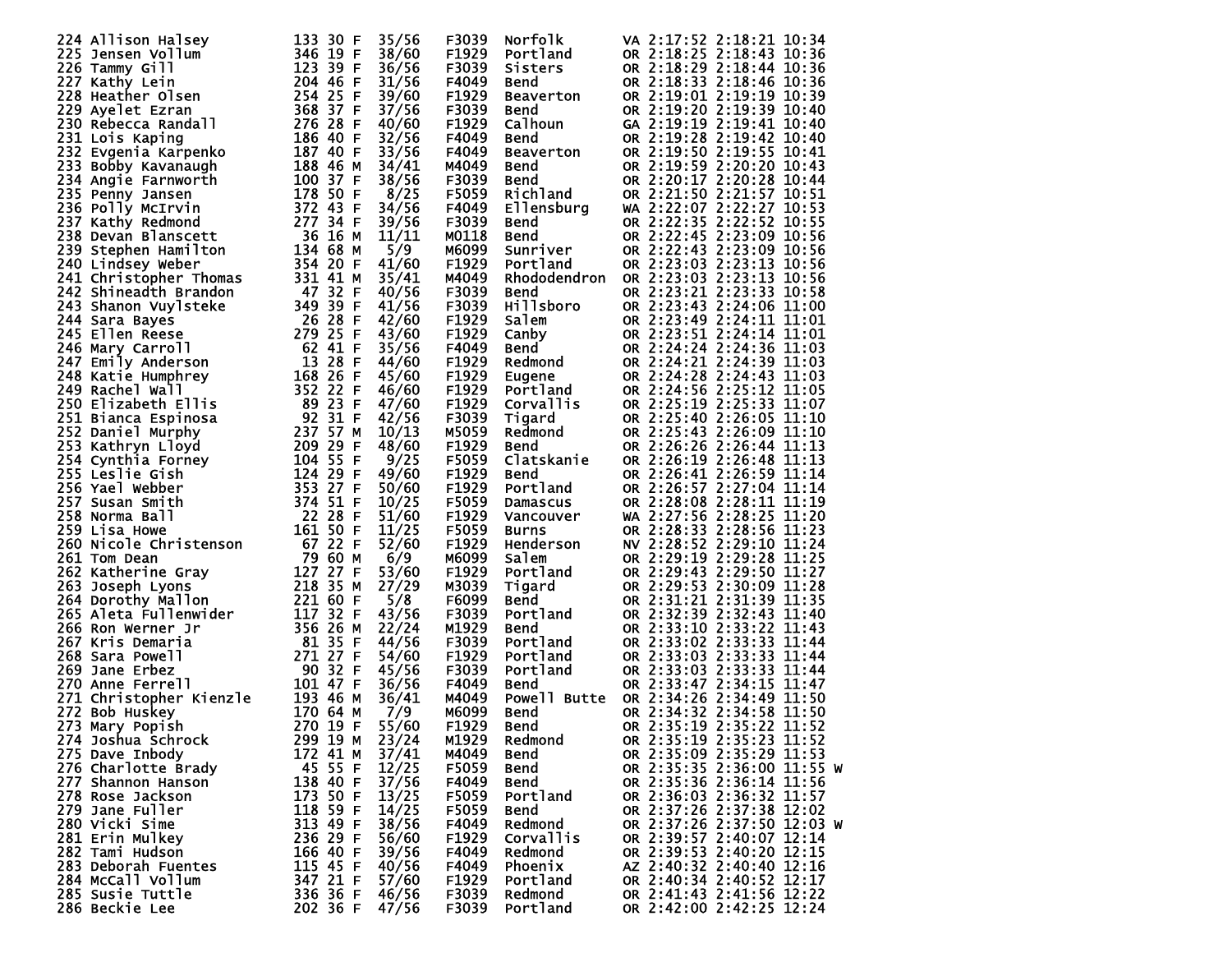```
224 Allison Halsey          133 30 F  35/56   F3039  Norfolk      VA 2:17:52 2:18:21 10:34
225 Jensen Vollum           346 19 F  38/60   F1929  Portland     OR 2:18:25 2:18:43 10:36
226 Tammy Gill              123 39 F  36/56   F3039  Sisters      OR 2:18:29 2:18:44 10:36
227 Kathy Lein              204 46 F  31/56   F4049  Bend         OR 2:18:33 2:18:46 10:36
228 Heather Olsen           254 25 F  39/60   F1929  Beaverton    OR 2:19:01 2:19:19 10:39
229 Ayelet Ezran            368 37 F  37/56   F3039  Bend         OR 2:19:20 2:19:39 10:40
230 Rebecca Randall         276 28 F  40/60   F1929  Calhoun      GA 2:19:19 2:19:41 10:40
231 Lois Kaping             186 40 F  32/56   F4049  Bend         OR 2:19:28 2:19:42 10:40
232 Evgenia Karpenko        187 40 F  33/56   F4049  Beaverton    OR 2:19:50 2:19:55 10:41
233 Bobby Kavanaugh         188 46 M  34/41   M4049  Bend         OR 2:19:59 2:20:20 10:43
234 Angie Farnworth         100 37 F  38/56   F3039  Bend         OR 2:20:17 2:20:28 10:44
235 Penny Jansen            178 50 F   8/25   F5059  Richland     OR 2:21:50 2:21:57 10:51
236 Polly McIrvin           372 43 F  34/56   F4049  Ellensburg   WA 2:22:07 2:22:27 10:53
237 Kathy Redmond           277 34 F  39/56   F3039  Bend         OR 2:22:35 2:22:52 10:55
238 Devan Blanscett          36 16 M  11/11   M0118  Bend         OR 2:22:45 2:23:09 10:56
239 Stephen Hamilton        134 68 M   5/9    M6099  Sunriver     OR 2:22:43 2:23:09 10:56
240 Lindsey Weber           354 20 F  41/60   F1929  Portland     OR 2:23:03 2:23:13 10:56
241 Christopher Thomas      331 41 M  35/41   M4049  Rhododendron OR 2:23:03 2:23:13 10:56
242 Shineadth Brandon        47 32 F  40/56   F3039  Bend         OR 2:23:21 2:23:33 10:58
243 Shanon Vuylsteke        349 39 F  41/56   F3039  Hillsboro    OR 2:23:43 2:24:06 11:00
244 Sara Bayes               26 28 F  42/60   F1929  Salem        OR 2:23:49 2:24:11 11:01
245 Ellen Reese             279 25 F  43/60   F1929  Canby        OR 2:23:51 2:24:14 11:01
246 Mary Carroll             62 41 F  35/56   F4049  Bend         OR 2:24:24 2:24:36 11:03
247 Emily Anderson           13 28 F  44/60   F1929  Redmond      OR 2:24:21 2:24:39 11:03
248 Katie Humphrey          168 26 F  45/60   F1929  Eugene       OR 2:24:28 2:24:43 11:03
249 Rachel Wall             352 22 F  46/60   F1929  Portland     OR 2:24:56 2:25:12 11:05
250 Elizabeth Ellis          89 23 F  47/60   F1929  Corvallis    OR 2:25:19 2:25:33 11:07
251 Bianca Espinosa          92 31 F  42/56   F3039  Tigard       OR 2:25:40 2:26:05 11:10
252 Daniel Murphy           237 57 M  10/13   M5059  Redmond      OR 2:25:43 2:26:09 11:10
253 Kathryn Lloyd           209 29 F  48/60   F1929  Bend         OR 2:26:26 2:26:44 11:13
254 Cynthia Forney          104 55 F   9/25   F5059  Clatskanie   OR 2:26:19 2:26:48 11:13
255 Leslie Gish             124 29 F  49/60   F1929  Bend         OR 2:26:41 2:26:59 11:14
256 Yael Webber             353 27 F  50/60   F1929  Portland     OR 2:26:57 2:27:04 11:14
257 Susan Smith             374 51 F  10/25   F5059  Damascus     OR 2:28:08 2:28:11 11:19
258 Norma Ball               22 28 F  51/60   F1929  Vancouver    WA 2:27:56 2:28:25 11:20
259 Lisa Howe               161 50 F  11/25   F5059  Burns        OR 2:28:33 2:28:56 11:23
260 Nicole Christenson       67 22 F  52/60   F1929  Henderson    NV 2:28:52 2:29:10 11:24
261 Tom Dean                 79 60 M   6/9    M6099  Salem        OR 2:29:19 2:29:28 11:25
262 Katherine Gray          127 27 F  53/60   F1929  Portland     OR 2:29:43 2:29:50 11:27
263 Joseph Lyons            218 35 M  27/29   M3039  Tigard       OR 2:29:53 2:30:09 11:28
264 Dorothy Mallon          221 60 F   5/8    F6099  Bend         OR 2:31:21 2:31:39 11:35
265 Aleta Fullenwider       117 32 F  43/56   F3039  Portland     OR 2:32:39 2:32:43 11:40
266 Ron Werner Jr           356 26 M  22/24   M1929  Bend         OR 2:33:10 2:33:22 11:43
267 Kris Demaria             81 35 F  44/56   F3039  Portland     OR 2:33:02 2:33:33 11:44
268 Sara Powell             271 27 F  54/60   F1929  Portland     OR 2:33:03 2:33:33 11:44
269 Jane Erbez               90 32 F  45/56   F3039  Portland     OR 2:33:03 2:33:33 11:44
270 Anne Ferrell            101 47 F  36/56   F4049  Bend         OR 2:33:47 2:34:15 11:47
271 Christopher Kienzle     193 46 M  36/41   M4049  Powell Butte OR 2:34:26 2:34:49 11:50
272 Bob Huskey              170 64 M   7/9    M6099  Bend         OR 2:34:32 2:34:58 11:50
273 Mary Popish             270 19 F  55/60   F1929  Bend         OR 2:35:19 2:35:22 11:52
274 Joshua Schrock          299 19 M  23/24   M1929  Redmond      OR 2:35:19 2:35:23 11:52
275 Dave Inbody             172 41 M  37/41   M4049  Bend         OR 2:35:09 2:35:29 11:53
276 Charlotte Brady          45 55 F  12/25   F5059  Bend         OR 2:35:35 2:36:00 11:55 W
277 Shannon Hanson          138 40 F  37/56   F4049  Bend         OR 2:35:36 2:36:14 11:56
278 Rose Jackson            173 50 F  13/25   F5059  Portland     OR 2:36:03 2:36:32 11:57
279 Jane Fuller             118 59 F  14/25   F5059  Bend         OR 2:37:26 2:37:38 12:02
280 Vicki Sime              313 49 F  38/56   F4049  Redmond      OR 2:37:26 2:37:50 12:03 W
281 Erin Mulkey             236 29 F  56/60   F1929  Corvallis    OR 2:39:57 2:40:07 12:14
282 Tami Hudson             166 40 F  39/56   F4049  Redmond      OR 2:39:53 2:40:20 12:15
283 Deborah Fuentes         115 45 F  40/56   F4049  Phoenix      AZ 2:40:32 2:40:40 12:16
284 McCall Vollum           347 21 F  57/60   F1929  Portland     OR 2:40:34 2:40:52 12:17
285 Susie Tuttle            336 36 F  46/56   F3039  Redmond      OR 2:41:43 2:41:56 12:22
286 Beckie Lee              202 36 F  47/56   F3039  Portland     OR 2:42:00 2:42:25 12:24
```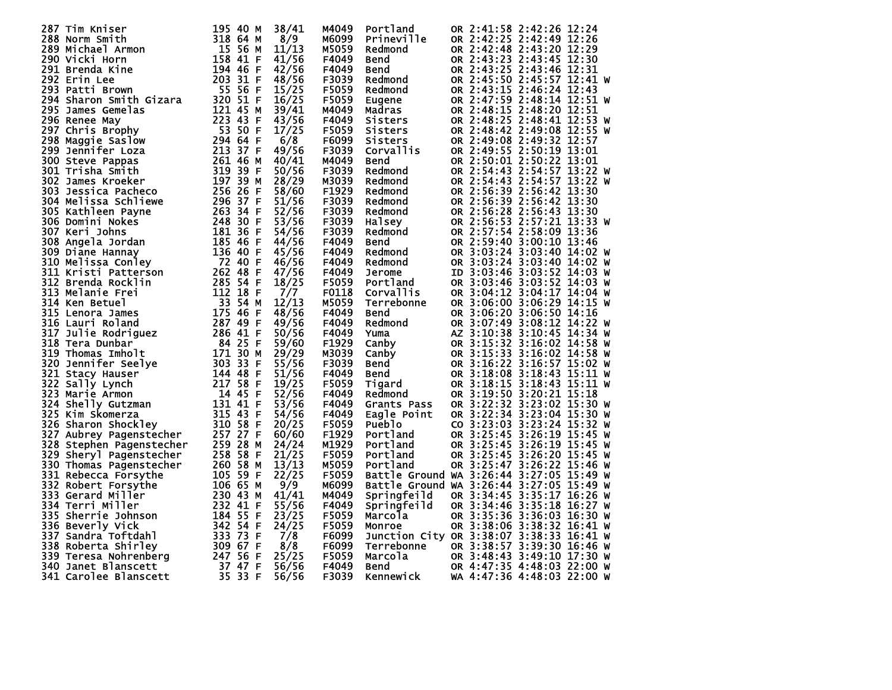```
287 Tim Kniser              195 40 M  38/41   M4049  Portland      OR 2:41:58 2:42:26 12:24
288 Norm Smith              318 64 M   8/9    M6099  Prineville    OR 2:42:25 2:42:49 12:26
289 Michael Armon            15 56 M  11/13   M5059  Redmond       OR 2:42:48 2:43:20 12:29
290 Vicki Horn              158 41 F  41/56   F4049  Bend          OR 2:43:23 2:43:45 12:30
291 Brenda Kine             194 46 F  42/56   F4049  Bend          OR 2:43:25 2:43:46 12:31
292 Erin Lee                203 31 F  48/56   F3039  Redmond       OR 2:45:50 2:45:57 12:41 W
293 Patti Brown              55 56 F  15/25   F5059  Redmond       OR 2:43:15 2:46:24 12:43
294 Sharon Smith Gizara     320 51 F  16/25   F5059  Eugene        OR 2:47:59 2:48:14 12:51 W
295 James Gemelas           121 45 M  39/41   M4049  Madras        OR 2:48:15 2:48:20 12:51
296 Renee May               223 43 F  43/56   F4049  Sisters       OR 2:48:25 2:48:41 12:53 W
297 Chris Brophy             53 50 F  17/25   F5059  Sisters       OR 2:48:42 2:49:08 12:55 W
298 Maggie Saslow           294 64 F   6/8    F6099  Sisters       OR 2:49:08 2:49:32 12:57
299 Jennifer Loza           213 37 F  49/56   F3039  Corvallis     OR 2:49:55 2:50:19 13:01
300 Steve Pappas            261 46 M  40/41   M4049  Bend          OR 2:50:01 2:50:22 13:01
301 Trisha Smith            319 39 F  50/56   F3039  Redmond       OR 2:54:43 2:54:57 13:22 W
302 James Kroeker           197 39 M  28/29   M3039  Redmond       OR 2:54:43 2:54:57 13:22 W
303 Jessica Pacheco         256 26 F  58/60   F1929  Redmond       OR 2:56:39 2:56:42 13:30
304 Melissa Schliewe        296 37 F  51/56   F3039  Redmond       OR 2:56:39 2:56:42 13:30
305 Kathleen Payne          263 34 F  52/56   F3039  Redmond       OR 2:56:28 2:56:43 13:30
306 Domini Nokes            248 30 F  53/56   F3039  Halsey        OR 2:56:53 2:57:21 13:33 W
307 Keri Johns              181 36 F  54/56   F3039  Redmond       OR 2:57:54 2:58:09 13:36
308 Angela Jordan           185 46 F  44/56   F4049  Bend          OR 2:59:40 3:00:10 13:46
309 Diane Hannay            136 40 F  45/56   F4049  Redmond       OR 3:03:24 3:03:40 14:02 W
310 Melissa Conley           72 40 F  46/56   F4049  Redmond       OR 3:03:24 3:03:40 14:02 W
311 Kristi Patterson        262 48 F  47/56   F4049  Jerome        ID 3:03:46 3:03:52 14:03 W
312 Brenda Rocklin          285 54 F  18/25   F5059  Portland      OR 3:03:46 3:03:52 14:03 W
313 Melanie Frei            112 18 F   7/7    F0118  Corvallis     OR 3:04:12 3:04:17 14:04 W
314 Ken Betuel               33 54 M  12/13   M5059  Terrebonne    OR 3:06:00 3:06:29 14:15 W
315 Lenora James            175 46 F  48/56   F4049  Bend          OR 3:06:20 3:06:50 14:16
316 Lauri Roland            287 49 F  49/56   F4049  Redmond       OR 3:07:49 3:08:12 14:22 W
317 Julie Rodriguez         286 41 F  50/56   F4049  Yuma          AZ 3:10:38 3:10:45 14:34 W
318 Tera Dunbar              84 25 F  59/60   F1929  Canby         OR 3:15:32 3:16:02 14:58 W
319 Thomas Imholt           171 30 M  29/29   M3039  Canby         OR 3:15:33 3:16:02 14:58 W
320 Jennifer Seelye         303 33 F  55/56   F3039  Bend          OR 3:16:22 3:16:57 15:02 W
321 Stacy Hauser            144 48 F  51/56   F4049  Bend          OR 3:18:08 3:18:43 15:11 W
322 Sally Lynch             217 58 F  19/25   F5059  Tigard        OR 3:18:15 3:18:43 15:11 W
323 Marie Armon              14 45 F  52/56   F4049  Redmond       OR 3:19:50 3:20:21 15:18
324 Shelly Gutzman          131 41 F  53/56   F4049  Grants Pass   OR 3:22:32 3:23:02 15:30 W
325 Kim Skomerza            315 43 F  54/56   F4049  Eagle Point   OR 3:22:34 3:23:04 15:30 W
326 Sharon Shockley         310 58 F  20/25   F5059  Pueblo        CO 3:23:03 3:23:24 15:32 W
327 Aubrey Pagenstecher     257 27 F  60/60   F1929  Portland      OR 3:25:45 3:26:19 15:45 W
328 Stephen Pagenstecher    259 28 M  24/24   M1929  Portland      OR 3:25:45 3:26:19 15:45 W
329 Sheryl Pagenstecher     258 58 F  21/25   F5059  Portland      OR 3:25:45 3:26:20 15:45 W
330 Thomas Pagenstecher     260 58 M  13/13   M5059  Portland      OR 3:25:47 3:26:22 15:46 W
331 Rebecca Forsythe        105 59 F  22/25   F5059  Battle Ground WA 3:26:44 3:27:05 15:49 W
332 Robert Forsythe         106 65 M   9/9    M6099  Battle Ground WA 3:26:44 3:27:05 15:49 W
333 Gerard Miller           230 43 M  41/41   M4049  Springfeild   OR 3:34:45 3:35:17 16:26 W
334 Terri Miller            232 41 F  55/56   F4049  Springfeild   OR 3:34:46 3:35:18 16:27 W
335 Sherrie Johnson         184 55 F  23/25   F5059  Marcola       OR 3:35:36 3:36:03 16:30 W
336 Beverly Vick            342 54 F  24/25   F5059  Monroe        OR 3:38:06 3:38:32 16:41 W
337 Sandra Toftdahl         333 73 F   7/8    F6099  Junction City OR 3:38:07 3:38:33 16:41 W
338 Roberta Shirley         309 67 F   8/8    F6099  Terrebonne    OR 3:38:57 3:39:30 16:46 W
339 Teresa Nohrenberg       247 56 F  25/25   F5059  Marcola       OR 3:48:43 3:49:10 17:30 W
340 Janet Blanscett          37 47 F  56/56   F4049  Bend          OR 4:47:35 4:48:03 22:00 W
341 Carolee Blanscett        35 33 F  56/56   F3039  Kennewick     WA 4:47:36 4:48:03 22:00 W
```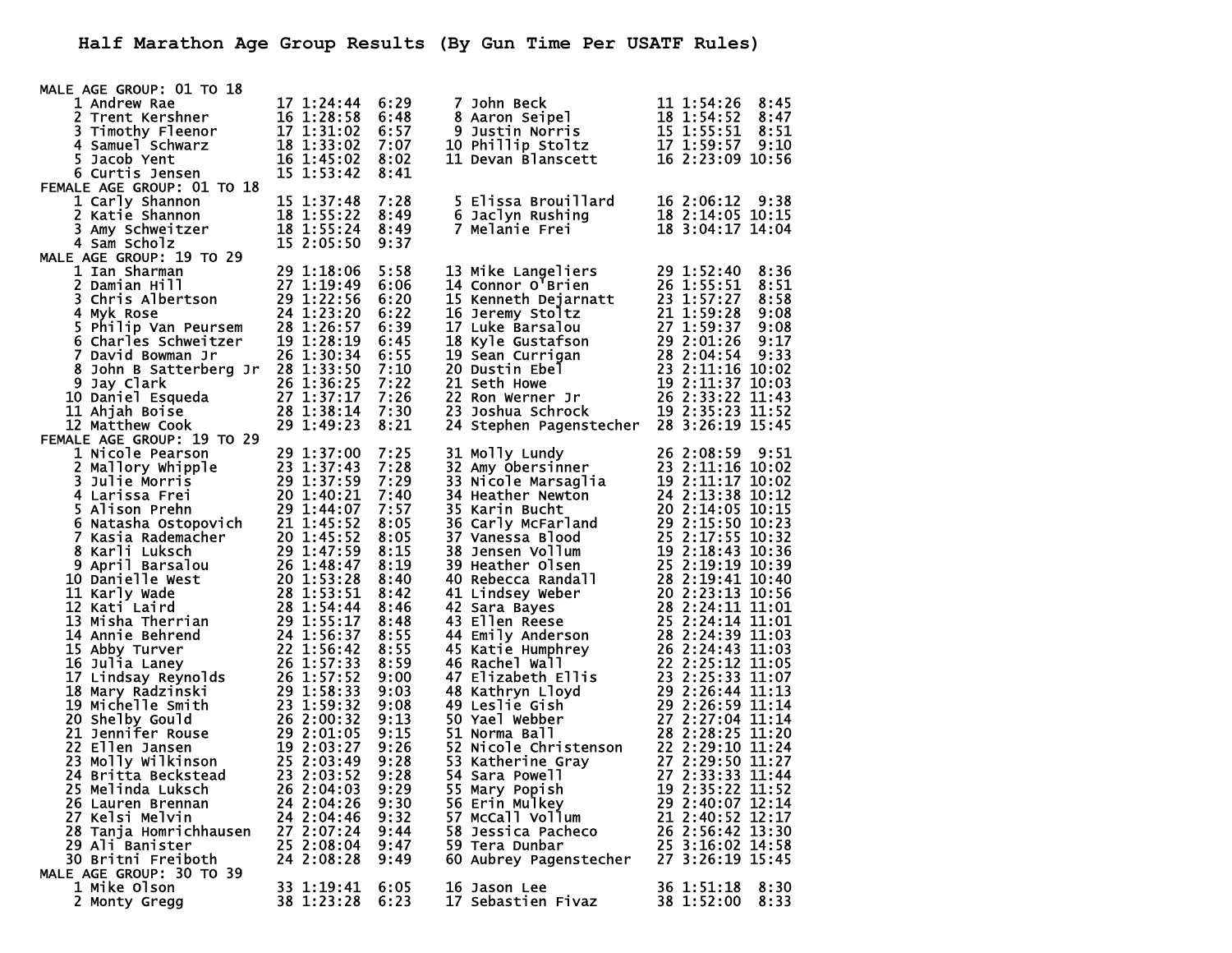# Half Marathon Age Group Results (By Gun Time Per USATF Rules)

## MALE AGE GROUP: 01 TO 18

| Place | Name | Age | Time | Pace |
|---|---|---|---|---|
| 1 | Andrew Rae | 17 | 1:24:44 | 6:29 |
| 2 | Trent Kershner | 16 | 1:28:58 | 6:48 |
| 3 | Timothy Fleenor | 17 | 1:31:02 | 6:57 |
| 4 | Samuel Schwarz | 18 | 1:33:02 | 7:07 |
| 5 | Jacob Yent | 16 | 1:45:02 | 8:02 |
| 6 | Curtis Jensen | 15 | 1:53:42 | 8:41 |
| 7 | John Beck | 11 | 1:54:26 | 8:45 |
| 8 | Aaron Seipel | 18 | 1:54:52 | 8:47 |
| 9 | Justin Norris | 15 | 1:55:51 | 8:51 |
| 10 | Phillip Stoltz | 17 | 1:59:57 | 9:10 |
| 11 | Devan Blanscett | 16 | 2:23:09 | 10:56 |

## FEMALE AGE GROUP: 01 TO 18

| Place | Name | Age | Time | Pace |
|---|---|---|---|---|
| 1 | Carly Shannon | 15 | 1:37:48 | 7:28 |
| 2 | Katie Shannon | 18 | 1:55:22 | 8:49 |
| 3 | Amy Schweitzer | 18 | 1:55:24 | 8:49 |
| 4 | Sam Scholz | 15 | 2:05:50 | 9:37 |
| 5 | Elissa Brouillard | 16 | 2:06:12 | 9:38 |
| 6 | Jaclyn Rushing | 18 | 2:14:05 | 10:15 |
| 7 | Melanie Frei | 18 | 3:04:17 | 14:04 |

## MALE AGE GROUP: 19 TO 29

| Place | Name | Age | Time | Pace |
|---|---|---|---|---|
| 1 | Ian Sharman | 29 | 1:18:06 | 5:58 |
| 2 | Damian Hill | 27 | 1:19:49 | 6:06 |
| 3 | Chris Albertson | 29 | 1:22:56 | 6:20 |
| 4 | Myk Rose | 24 | 1:23:20 | 6:22 |
| 5 | Philip Van Peursem | 28 | 1:26:57 | 6:39 |
| 6 | Charles Schweitzer | 19 | 1:28:19 | 6:45 |
| 7 | David Bowman Jr | 26 | 1:30:34 | 6:55 |
| 8 | John B Satterberg Jr | 28 | 1:33:50 | 7:10 |
| 9 | Jay Clark | 26 | 1:36:25 | 7:22 |
| 10 | Daniel Esqueda | 27 | 1:37:17 | 7:26 |
| 11 | Ahjah Boise | 28 | 1:38:14 | 7:30 |
| 12 | Matthew Cook | 29 | 1:49:23 | 8:21 |
| 13 | Mike Langeliers | 29 | 1:52:40 | 8:36 |
| 14 | Connor O'Brien | 26 | 1:55:51 | 8:51 |
| 15 | Kenneth Dejarnatt | 23 | 1:57:27 | 8:58 |
| 16 | Jeremy Stoltz | 21 | 1:59:28 | 9:08 |
| 17 | Luke Barsalou | 27 | 1:59:37 | 9:08 |
| 18 | Kyle Gustafson | 29 | 2:01:26 | 9:17 |
| 19 | Sean Currigan | 28 | 2:04:54 | 9:33 |
| 20 | Dustin Ebel | 23 | 2:11:16 | 10:02 |
| 21 | Seth Howe | 19 | 2:11:37 | 10:03 |
| 22 | Ron Werner Jr | 26 | 2:33:22 | 11:43 |
| 23 | Joshua Schrock | 19 | 2:35:23 | 11:52 |
| 24 | Stephen Pagenstecher | 28 | 3:26:19 | 15:45 |

## FEMALE AGE GROUP: 19 TO 29

| Place | Name | Age | Time | Pace |
|---|---|---|---|---|
| 1 | Nicole Pearson | 29 | 1:37:00 | 7:25 |
| 2 | Mallory Whipple | 23 | 1:37:43 | 7:28 |
| 3 | Julie Morris | 29 | 1:37:59 | 7:29 |
| 4 | Larissa Frei | 20 | 1:40:21 | 7:40 |
| 5 | Alison Prehn | 29 | 1:44:07 | 7:57 |
| 6 | Natasha Ostopovich | 21 | 1:45:52 | 8:05 |
| 7 | Kasia Rademacher | 20 | 1:45:52 | 8:05 |
| 8 | Karli Luksch | 29 | 1:47:59 | 8:15 |
| 9 | April Barsalou | 26 | 1:48:47 | 8:19 |
| 10 | Danielle West | 20 | 1:53:28 | 8:40 |
| 11 | Karly Wade | 28 | 1:53:51 | 8:42 |
| 12 | Kati Laird | 28 | 1:54:44 | 8:46 |
| 13 | Misha Therrian | 29 | 1:55:17 | 8:48 |
| 14 | Annie Behrend | 24 | 1:56:37 | 8:55 |
| 15 | Abby Turver | 22 | 1:56:42 | 8:55 |
| 16 | Julia Laney | 26 | 1:57:33 | 8:59 |
| 17 | Lindsay Reynolds | 26 | 1:57:52 | 9:00 |
| 18 | Mary Radzinski | 29 | 1:58:33 | 9:03 |
| 19 | Michelle Smith | 23 | 1:59:32 | 9:08 |
| 20 | Shelby Gould | 26 | 2:00:32 | 9:13 |
| 21 | Jennifer Rouse | 29 | 2:01:05 | 9:15 |
| 22 | Ellen Jansen | 19 | 2:03:27 | 9:26 |
| 23 | Molly Wilkinson | 25 | 2:03:49 | 9:28 |
| 24 | Britta Beckstead | 23 | 2:03:52 | 9:28 |
| 25 | Melinda Luksch | 26 | 2:04:03 | 9:29 |
| 26 | Lauren Brennan | 24 | 2:04:26 | 9:30 |
| 27 | Kelsi Melvin | 24 | 2:04:46 | 9:32 |
| 28 | Tanja Homrichhausen | 27 | 2:07:24 | 9:44 |
| 29 | Ali Banister | 25 | 2:08:04 | 9:47 |
| 30 | Britni Freiboth | 24 | 2:08:28 | 9:49 |
| 31 | Molly Lundy | 26 | 2:08:59 | 9:51 |
| 32 | Amy Obersinner | 23 | 2:11:16 | 10:02 |
| 33 | Nicole Marsaglia | 19 | 2:11:17 | 10:02 |
| 34 | Heather Newton | 24 | 2:13:38 | 10:12 |
| 35 | Karin Bucht | 20 | 2:14:05 | 10:15 |
| 36 | Carly McFarland | 29 | 2:15:50 | 10:23 |
| 37 | Vanessa Blood | 25 | 2:17:55 | 10:32 |
| 38 | Jensen Vollum | 19 | 2:18:43 | 10:36 |
| 39 | Heather Olsen | 25 | 2:19:19 | 10:39 |
| 40 | Rebecca Randall | 28 | 2:19:41 | 10:40 |
| 41 | Lindsey Weber | 20 | 2:23:13 | 10:56 |
| 42 | Sara Bayes | 28 | 2:24:11 | 11:01 |
| 43 | Ellen Reese | 25 | 2:24:14 | 11:01 |
| 44 | Emily Anderson | 28 | 2:24:39 | 11:03 |
| 45 | Katie Humphrey | 26 | 2:24:43 | 11:03 |
| 46 | Rachel Wall | 22 | 2:25:12 | 11:05 |
| 47 | Elizabeth Ellis | 23 | 2:25:33 | 11:07 |
| 48 | Kathryn Lloyd | 29 | 2:26:44 | 11:13 |
| 49 | Leslie Gish | 29 | 2:26:59 | 11:14 |
| 50 | Yael Webber | 27 | 2:27:04 | 11:14 |
| 51 | Norma Ball | 28 | 2:28:25 | 11:20 |
| 52 | Nicole Christenson | 22 | 2:29:10 | 11:24 |
| 53 | Katherine Gray | 27 | 2:29:50 | 11:27 |
| 54 | Sara Powell | 27 | 2:33:33 | 11:44 |
| 55 | Mary Popish | 19 | 2:35:22 | 11:52 |
| 56 | Erin Mulkey | 29 | 2:40:07 | 12:14 |
| 57 | McCall Vollum | 21 | 2:40:52 | 12:17 |
| 58 | Jessica Pacheco | 26 | 2:56:42 | 13:30 |
| 59 | Tera Dunbar | 25 | 3:16:02 | 14:58 |
| 60 | Aubrey Pagenstecher | 27 | 3:26:19 | 15:45 |

## MALE AGE GROUP: 30 TO 39

| Place | Name | Age | Time | Pace |
|---|---|---|---|---|
| 1 | Mike Olson | 33 | 1:19:41 | 6:05 |
| 2 | Monty Gregg | 38 | 1:23:28 | 6:23 |
| 16 | Jason Lee | 36 | 1:51:18 | 8:30 |
| 17 | Sebastien Fivaz | 38 | 1:52:00 | 8:33 |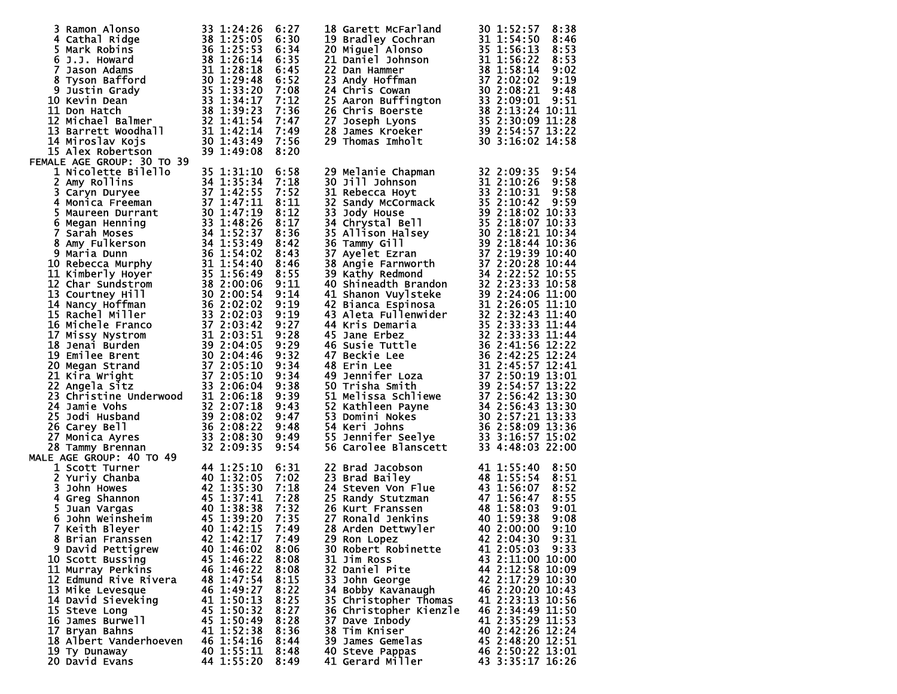| Place | Name | Age | Time | Pace |
|---|---|---|---|---|
| 3 | Ramon Alonso | 33 | 1:24:26 | 6:27 |
| 4 | Cathal Ridge | 38 | 1:25:05 | 6:30 |
| 5 | Mark Robins | 36 | 1:25:53 | 6:34 |
| 6 | J.J. Howard | 38 | 1:26:14 | 6:35 |
| 7 | Jason Adams | 31 | 1:28:18 | 6:45 |
| 8 | Tyson Bafford | 30 | 1:29:48 | 6:52 |
| 9 | Justin Grady | 35 | 1:33:20 | 7:08 |
| 10 | Kevin Dean | 33 | 1:34:17 | 7:12 |
| 11 | Don Hatch | 38 | 1:39:23 | 7:36 |
| 12 | Michael Balmer | 32 | 1:41:54 | 7:47 |
| 13 | Barrett Woodhall | 31 | 1:42:14 | 7:49 |
| 14 | Miroslav Kojs | 30 | 1:43:49 | 7:56 |
| 15 | Alex Robertson | 39 | 1:49:08 | 8:20 |
| 18 | Garett McFarland | 30 | 1:52:57 | 8:38 |
| 19 | Bradley Cochran | 31 | 1:54:50 | 8:46 |
| 20 | Miguel Alonso | 35 | 1:56:13 | 8:53 |
| 21 | Daniel Johnson | 31 | 1:56:22 | 8:53 |
| 22 | Dan Hammer | 38 | 1:58:14 | 9:02 |
| 23 | Andy Hoffman | 37 | 2:02:02 | 9:19 |
| 24 | Chris Cowan | 30 | 2:08:21 | 9:48 |
| 25 | Aaron Buffington | 33 | 2:09:01 | 9:51 |
| 26 | Chris Boerste | 38 | 2:13:24 | 10:11 |
| 27 | Joseph Lyons | 35 | 2:30:09 | 11:28 |
| 28 | James Kroeker | 39 | 2:54:57 | 13:22 |
| 29 | Thomas Imholt | 30 | 3:16:02 | 14:58 |

FEMALE AGE GROUP: 30 TO 39

| Place | Name | Age | Time | Pace |
|---|---|---|---|---|
| 1 | Nicolette Bilello | 35 | 1:31:10 | 6:58 |
| 2 | Amy Rollins | 34 | 1:35:34 | 7:18 |
| 3 | Caryn Duryee | 37 | 1:42:55 | 7:52 |
| 4 | Monica Freeman | 37 | 1:47:11 | 8:11 |
| 5 | Maureen Durrant | 30 | 1:47:19 | 8:12 |
| 6 | Megan Henning | 33 | 1:48:26 | 8:17 |
| 7 | Sarah Moses | 34 | 1:52:37 | 8:36 |
| 8 | Amy Fulkerson | 34 | 1:53:49 | 8:42 |
| 9 | Maria Dunn | 36 | 1:54:02 | 8:43 |
| 10 | Rebecca Murphy | 31 | 1:54:40 | 8:46 |
| 11 | Kimberly Hoyer | 35 | 1:56:49 | 8:55 |
| 12 | Char Sundstrom | 38 | 2:00:06 | 9:11 |
| 13 | Courtney Hill | 30 | 2:00:54 | 9:14 |
| 14 | Nancy Hoffman | 36 | 2:02:02 | 9:19 |
| 15 | Rachel Miller | 33 | 2:02:03 | 9:19 |
| 16 | Michele Franco | 37 | 2:03:42 | 9:27 |
| 17 | Missy Nystrom | 31 | 2:03:51 | 9:28 |
| 18 | Jenai Burden | 39 | 2:04:05 | 9:29 |
| 19 | Emilee Brent | 30 | 2:04:46 | 9:32 |
| 20 | Megan Strand | 37 | 2:05:10 | 9:34 |
| 21 | Kira Wright | 37 | 2:05:10 | 9:34 |
| 22 | Angela Sitz | 33 | 2:06:04 | 9:38 |
| 23 | Christine Underwood | 31 | 2:06:18 | 9:39 |
| 24 | Jamie Vohs | 32 | 2:07:18 | 9:43 |
| 25 | Jodi Husband | 39 | 2:08:02 | 9:47 |
| 26 | Carey Bell | 36 | 2:08:22 | 9:48 |
| 27 | Monica Ayres | 33 | 2:08:30 | 9:49 |
| 28 | Tammy Brennan | 32 | 2:09:35 | 9:54 |
| 29 | Melanie Chapman | 32 | 2:09:35 | 9:54 |
| 30 | Jill Johnson | 31 | 2:10:26 | 9:58 |
| 31 | Rebecca Hoyt | 33 | 2:10:31 | 9:58 |
| 32 | Sandy McCormack | 35 | 2:10:42 | 9:59 |
| 33 | Jody House | 39 | 2:18:02 | 10:33 |
| 34 | Chrystal Bell | 35 | 2:18:07 | 10:33 |
| 35 | Allison Halsey | 30 | 2:18:21 | 10:34 |
| 36 | Tammy Gill | 39 | 2:18:44 | 10:36 |
| 37 | Ayelet Ezran | 37 | 2:19:39 | 10:40 |
| 38 | Angie Farnworth | 37 | 2:20:28 | 10:44 |
| 39 | Kathy Redmond | 34 | 2:22:52 | 10:55 |
| 40 | Shineadth Brandon | 32 | 2:23:33 | 10:58 |
| 41 | Shanon Vuylsteke | 39 | 2:24:06 | 11:00 |
| 42 | Bianca Espinosa | 31 | 2:26:05 | 11:10 |
| 43 | Aleta Fullenwider | 32 | 2:32:43 | 11:40 |
| 44 | Kris Demaria | 35 | 2:33:33 | 11:44 |
| 45 | Jane Erbez | 32 | 2:33:33 | 11:44 |
| 46 | Susie Tuttle | 36 | 2:41:56 | 12:22 |
| 47 | Beckie Lee | 36 | 2:42:25 | 12:24 |
| 48 | Erin Lee | 31 | 2:45:57 | 12:41 |
| 49 | Jennifer Loza | 37 | 2:50:19 | 13:01 |
| 50 | Trisha Smith | 39 | 2:54:57 | 13:22 |
| 51 | Melissa Schliewe | 37 | 2:56:42 | 13:30 |
| 52 | Kathleen Payne | 34 | 2:56:43 | 13:30 |
| 53 | Domini Nokes | 30 | 2:57:21 | 13:33 |
| 54 | Keri Johns | 36 | 2:58:09 | 13:36 |
| 55 | Jennifer Seelye | 33 | 3:16:57 | 15:02 |
| 56 | Carolee Blanscett | 33 | 4:48:03 | 22:00 |

MALE AGE GROUP: 40 TO 49

| Place | Name | Age | Time | Pace |
|---|---|---|---|---|
| 1 | Scott Turner | 44 | 1:25:10 | 6:31 |
| 2 | Yuriy Chanba | 40 | 1:32:05 | 7:02 |
| 3 | John Howes | 42 | 1:35:30 | 7:18 |
| 4 | Greg Shannon | 45 | 1:37:41 | 7:28 |
| 5 | Juan Vargas | 40 | 1:38:38 | 7:32 |
| 6 | John Weinsheim | 45 | 1:39:20 | 7:35 |
| 7 | Keith Bleyer | 40 | 1:42:15 | 7:49 |
| 8 | Brian Franssen | 42 | 1:42:17 | 7:49 |
| 9 | David Pettigrew | 40 | 1:46:02 | 8:06 |
| 10 | Scott Bussing | 45 | 1:46:22 | 8:08 |
| 11 | Murray Perkins | 46 | 1:46:22 | 8:08 |
| 12 | Edmund Rive Rivera | 48 | 1:47:54 | 8:15 |
| 13 | Mike Levesque | 46 | 1:49:27 | 8:22 |
| 14 | David Sieveking | 41 | 1:50:13 | 8:25 |
| 15 | Steve Long | 45 | 1:50:32 | 8:27 |
| 16 | James Burwell | 45 | 1:50:49 | 8:28 |
| 17 | Bryan Bahns | 41 | 1:52:38 | 8:36 |
| 18 | Albert Vanderhoeven | 46 | 1:54:16 | 8:44 |
| 19 | Ty Dunaway | 40 | 1:55:11 | 8:48 |
| 20 | David Evans | 44 | 1:55:20 | 8:49 |
| 22 | Brad Jacobson | 41 | 1:55:40 | 8:50 |
| 23 | Brad Bailey | 48 | 1:55:54 | 8:51 |
| 24 | Steven Von Flue | 43 | 1:56:07 | 8:52 |
| 25 | Randy Stutzman | 47 | 1:56:47 | 8:55 |
| 26 | Kurt Franssen | 48 | 1:58:03 | 9:01 |
| 27 | Ronald Jenkins | 40 | 1:59:38 | 9:08 |
| 28 | Arden Dettwyler | 40 | 2:00:00 | 9:10 |
| 29 | Ron Lopez | 42 | 2:04:30 | 9:31 |
| 30 | Robert Robinette | 41 | 2:05:03 | 9:33 |
| 31 | Jim Ross | 43 | 2:11:00 | 10:00 |
| 32 | Daniel Pite | 44 | 2:12:58 | 10:09 |
| 33 | John George | 42 | 2:17:29 | 10:30 |
| 34 | Bobby Kavanaugh | 46 | 2:20:20 | 10:43 |
| 35 | Christopher Thomas | 41 | 2:23:13 | 10:56 |
| 36 | Christopher Kienzle | 46 | 2:34:49 | 11:50 |
| 37 | Dave Inbody | 41 | 2:35:29 | 11:53 |
| 38 | Tim Kniser | 40 | 2:42:26 | 12:24 |
| 39 | James Gemelas | 45 | 2:48:20 | 12:51 |
| 40 | Steve Pappas | 46 | 2:50:22 | 13:01 |
| 41 | Gerard Miller | 43 | 3:35:17 | 16:26 |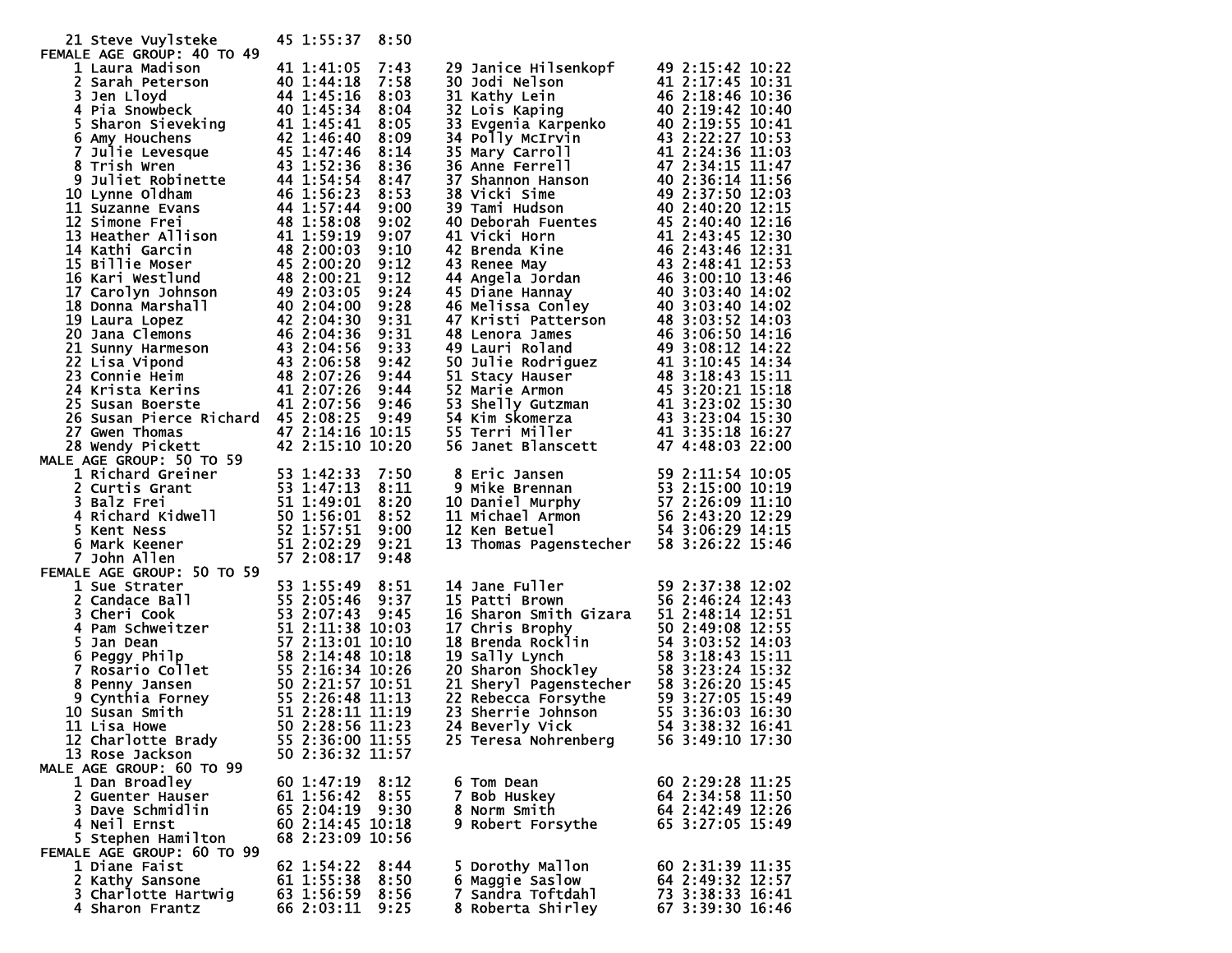21 Steve Vuylsteke 45 1:55:37 8:50

## FEMALE AGE GROUP: 40 TO 49

| Place | Name | Age | Time | Pace |
|---|---|---|---|---|
| 1 | Laura Madison | 41 | 1:41:05 | 7:43 |
| 2 | Sarah Peterson | 40 | 1:44:18 | 7:58 |
| 3 | Jen Lloyd | 44 | 1:45:16 | 8:03 |
| 4 | Pia Snowbeck | 40 | 1:45:34 | 8:04 |
| 5 | Sharon Sieveking | 41 | 1:45:41 | 8:05 |
| 6 | Amy Houchens | 42 | 1:46:40 | 8:09 |
| 7 | Julie Levesque | 45 | 1:47:46 | 8:14 |
| 8 | Trish Wren | 43 | 1:52:36 | 8:36 |
| 9 | Juliet Robinette | 44 | 1:54:54 | 8:47 |
| 10 | Lynne Oldham | 46 | 1:56:23 | 8:53 |
| 11 | Suzanne Evans | 44 | 1:57:44 | 9:00 |
| 12 | Simone Frei | 48 | 1:58:08 | 9:02 |
| 13 | Heather Allison | 41 | 1:59:19 | 9:07 |
| 14 | Kathi Garcin | 48 | 2:00:03 | 9:10 |
| 15 | Billie Moser | 45 | 2:00:20 | 9:12 |
| 16 | Kari Westlund | 48 | 2:00:21 | 9:12 |
| 17 | Carolyn Johnson | 49 | 2:03:05 | 9:24 |
| 18 | Donna Marshall | 40 | 2:04:00 | 9:28 |
| 19 | Laura Lopez | 42 | 2:04:30 | 9:31 |
| 20 | Jana Clemons | 46 | 2:04:36 | 9:31 |
| 21 | Sunny Harmeson | 43 | 2:04:56 | 9:33 |
| 22 | Lisa Vipond | 43 | 2:06:58 | 9:42 |
| 23 | Connie Heim | 48 | 2:07:26 | 9:44 |
| 24 | Krista Kerins | 41 | 2:07:26 | 9:44 |
| 25 | Susan Boerste | 41 | 2:07:56 | 9:46 |
| 26 | Susan Pierce Richard | 45 | 2:08:25 | 9:49 |
| 27 | Gwen Thomas | 47 | 2:14:16 | 10:15 |
| 28 | Wendy Pickett | 42 | 2:15:10 | 10:20 |
| 29 | Janice Hilsenkopf | 49 | 2:15:42 | 10:22 |
| 30 | Jodi Nelson | 41 | 2:17:45 | 10:31 |
| 31 | Kathy Lein | 46 | 2:18:46 | 10:36 |
| 32 | Lois Kaping | 40 | 2:19:42 | 10:40 |
| 33 | Evgenia Karpenko | 40 | 2:19:55 | 10:41 |
| 34 | Polly McIrvin | 43 | 2:22:27 | 10:53 |
| 35 | Mary Carroll | 41 | 2:24:36 | 11:03 |
| 36 | Anne Ferrell | 47 | 2:34:15 | 11:47 |
| 37 | Shannon Hanson | 40 | 2:36:14 | 11:56 |
| 38 | Vicki Sime | 49 | 2:37:50 | 12:03 |
| 39 | Tami Hudson | 40 | 2:40:20 | 12:15 |
| 40 | Deborah Fuentes | 45 | 2:40:40 | 12:16 |
| 41 | Vicki Horn | 41 | 2:43:45 | 12:30 |
| 42 | Brenda Kine | 46 | 2:43:46 | 12:31 |
| 43 | Renee May | 43 | 2:48:41 | 12:53 |
| 44 | Angela Jordan | 46 | 3:00:10 | 13:46 |
| 45 | Diane Hannay | 40 | 3:03:40 | 14:02 |
| 46 | Melissa Conley | 40 | 3:03:40 | 14:02 |
| 47 | Kristi Patterson | 48 | 3:03:52 | 14:03 |
| 48 | Lenora James | 46 | 3:06:50 | 14:16 |
| 49 | Lauri Roland | 49 | 3:08:12 | 14:22 |
| 50 | Julie Rodriguez | 41 | 3:10:45 | 14:34 |
| 51 | Stacy Hauser | 48 | 3:18:43 | 15:11 |
| 52 | Marie Armon | 45 | 3:20:21 | 15:18 |
| 53 | Shelly Gutzman | 41 | 3:23:02 | 15:30 |
| 54 | Kim Skomerza | 43 | 3:23:04 | 15:30 |
| 55 | Terri Miller | 41 | 3:35:18 | 16:27 |
| 56 | Janet Blanscett | 47 | 4:48:03 | 22:00 |

## MALE AGE GROUP: 50 TO 59

| Place | Name | Age | Time | Pace |
|---|---|---|---|---|
| 1 | Richard Greiner | 53 | 1:42:33 | 7:50 |
| 2 | Curtis Grant | 53 | 1:47:13 | 8:11 |
| 3 | Balz Frei | 51 | 1:49:01 | 8:20 |
| 4 | Richard Kidwell | 50 | 1:56:01 | 8:52 |
| 5 | Kent Ness | 52 | 1:57:51 | 9:00 |
| 6 | Mark Keener | 51 | 2:02:29 | 9:21 |
| 7 | John Allen | 57 | 2:08:17 | 9:48 |
| 8 | Eric Jansen | 59 | 2:11:54 | 10:05 |
| 9 | Mike Brennan | 53 | 2:15:00 | 10:19 |
| 10 | Daniel Murphy | 57 | 2:26:09 | 11:10 |
| 11 | Michael Armon | 56 | 2:43:20 | 12:29 |
| 12 | Ken Betuel | 54 | 3:06:29 | 14:15 |
| 13 | Thomas Pagenstecher | 58 | 3:26:22 | 15:46 |

## FEMALE AGE GROUP: 50 TO 59

| Place | Name | Age | Time | Pace |
|---|---|---|---|---|
| 1 | Sue Strater | 53 | 1:55:49 | 8:51 |
| 2 | Candace Ball | 55 | 2:05:46 | 9:37 |
| 3 | Cheri Cook | 53 | 2:07:43 | 9:45 |
| 4 | Pam Schweitzer | 51 | 2:11:38 | 10:03 |
| 5 | Jan Dean | 57 | 2:13:01 | 10:10 |
| 6 | Peggy Philp | 58 | 2:14:48 | 10:18 |
| 7 | Rosario Collet | 55 | 2:16:34 | 10:26 |
| 8 | Penny Jansen | 50 | 2:21:57 | 10:51 |
| 9 | Cynthia Forney | 55 | 2:26:48 | 11:13 |
| 10 | Susan Smith | 51 | 2:28:11 | 11:19 |
| 11 | Lisa Howe | 50 | 2:28:56 | 11:23 |
| 12 | Charlotte Brady | 55 | 2:36:00 | 11:55 |
| 13 | Rose Jackson | 50 | 2:36:32 | 11:57 |
| 14 | Jane Fuller | 59 | 2:37:38 | 12:02 |
| 15 | Patti Brown | 56 | 2:46:24 | 12:43 |
| 16 | Sharon Smith Gizara | 51 | 2:48:14 | 12:51 |
| 17 | Chris Brophy | 50 | 2:49:08 | 12:55 |
| 18 | Brenda Rocklin | 54 | 3:03:52 | 14:03 |
| 19 | Sally Lynch | 58 | 3:18:43 | 15:11 |
| 20 | Sharon Shockley | 58 | 3:23:24 | 15:32 |
| 21 | Sheryl Pagenstecher | 58 | 3:26:20 | 15:45 |
| 22 | Rebecca Forsythe | 59 | 3:27:05 | 15:49 |
| 23 | Sherrie Johnson | 55 | 3:36:03 | 16:30 |
| 24 | Beverly Vick | 54 | 3:38:32 | 16:41 |
| 25 | Teresa Nohrenberg | 56 | 3:49:10 | 17:30 |

## MALE AGE GROUP: 60 TO 99

| Place | Name | Age | Time | Pace |
|---|---|---|---|---|
| 1 | Dan Broadley | 60 | 1:47:19 | 8:12 |
| 2 | Guenter Hauser | 61 | 1:56:42 | 8:55 |
| 3 | Dave Schmidlin | 65 | 2:04:19 | 9:30 |
| 4 | Neil Ernst | 60 | 2:14:45 | 10:18 |
| 5 | Stephen Hamilton | 68 | 2:23:09 | 10:56 |
| 6 | Tom Dean | 60 | 2:29:28 | 11:25 |
| 7 | Bob Huskey | 64 | 2:34:58 | 11:50 |
| 8 | Norm Smith | 64 | 2:42:49 | 12:26 |
| 9 | Robert Forsythe | 65 | 3:27:05 | 15:49 |

## FEMALE AGE GROUP: 60 TO 99

| Place | Name | Age | Time | Pace |
|---|---|---|---|---|
| 1 | Diane Faist | 62 | 1:54:22 | 8:44 |
| 2 | Kathy Sansone | 61 | 1:55:38 | 8:50 |
| 3 | Charlotte Hartwig | 63 | 1:56:59 | 8:56 |
| 4 | Sharon Frantz | 66 | 2:03:11 | 9:25 |
| 5 | Dorothy Mallon | 60 | 2:31:39 | 11:35 |
| 6 | Maggie Saslow | 64 | 2:49:32 | 12:57 |
| 7 | Sandra Toftdahl | 73 | 3:38:33 | 16:41 |
| 8 | Roberta Shirley | 67 | 3:39:30 | 16:46 |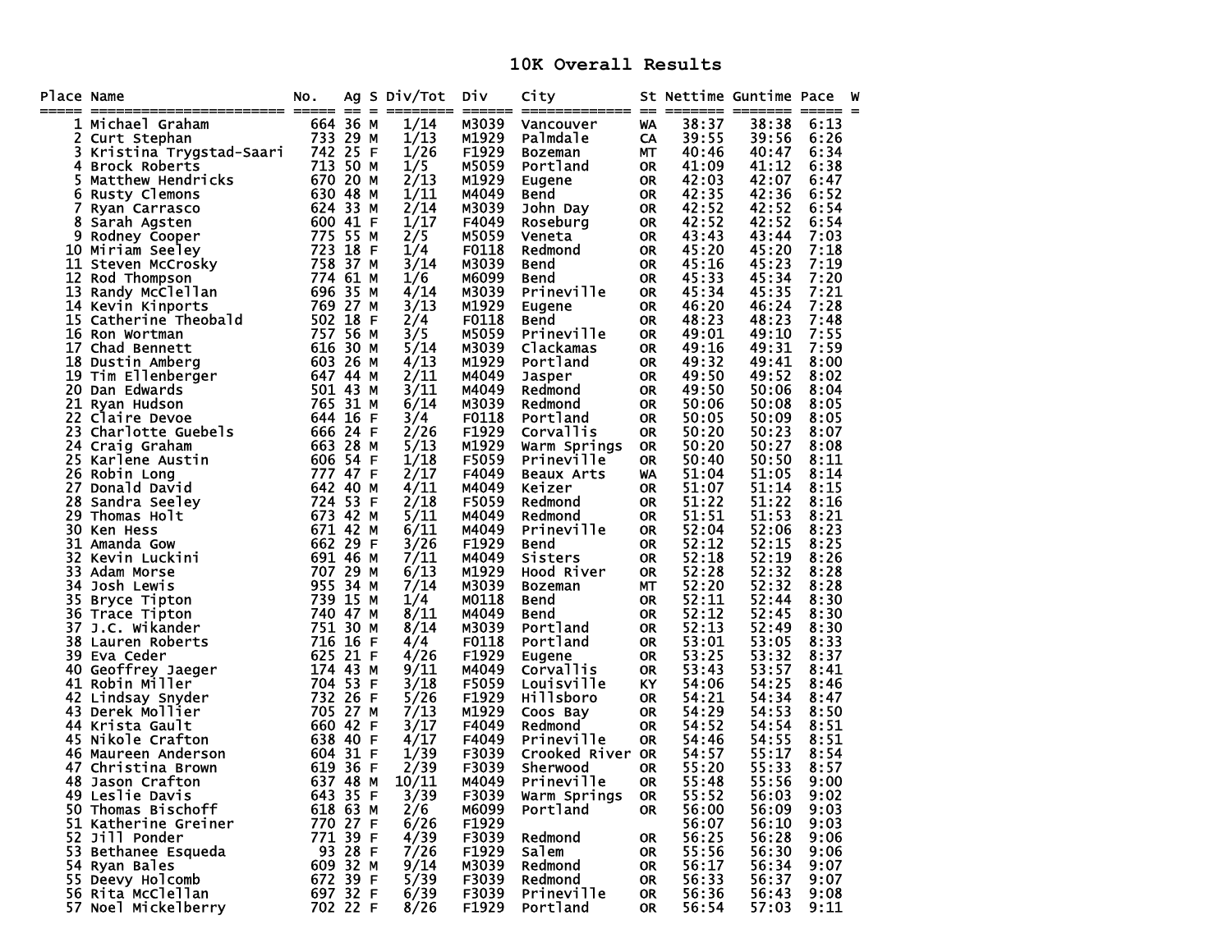# 10K Overall Results

| Place | Name | No. | Ag | S | Div/Tot | Div | City | St | Nettime | Guntime | Pace | W |
|---|---|---|---|---|---|---|---|---|---|---|---|---|
| 1 | Michael Graham | 664 | 36 | M | 1/14 | M3039 | Vancouver | WA | 38:37 | 38:38 | 6:13 | |
| 2 | Curt Stephan | 733 | 29 | M | 1/13 | M1929 | Palmdale | CA | 39:55 | 39:56 | 6:26 | |
| 3 | Kristina Trygstad-Saari | 742 | 25 | F | 1/26 | F1929 | Bozeman | MT | 40:46 | 40:47 | 6:34 | |
| 4 | Brock Roberts | 713 | 50 | M | 1/5 | M5059 | Portland | OR | 41:09 | 41:12 | 6:38 | |
| 5 | Matthew Hendricks | 670 | 20 | M | 2/13 | M1929 | Eugene | OR | 42:03 | 42:07 | 6:47 | |
| 6 | Rusty Clemons | 630 | 48 | M | 1/11 | M4049 | Bend | OR | 42:35 | 42:36 | 6:52 | |
| 7 | Ryan Carrasco | 624 | 33 | M | 2/14 | M3039 | John Day | OR | 42:52 | 42:52 | 6:54 | |
| 8 | Sarah Agsten | 600 | 41 | F | 1/17 | F4049 | Roseburg | OR | 42:52 | 42:52 | 6:54 | |
| 9 | Rodney Cooper | 775 | 55 | M | 2/5 | M5059 | Veneta | OR | 43:43 | 43:44 | 7:03 | |
| 10 | Miriam Seeley | 723 | 18 | F | 1/4 | F0118 | Redmond | OR | 45:20 | 45:20 | 7:18 | |
| 11 | Steven McCrosky | 758 | 37 | M | 3/14 | M3039 | Bend | OR | 45:16 | 45:23 | 7:19 | |
| 12 | Rod Thompson | 774 | 61 | M | 1/6 | M6099 | Bend | OR | 45:33 | 45:34 | 7:20 | |
| 13 | Randy McClellan | 696 | 35 | M | 4/14 | M3039 | Prineville | OR | 45:34 | 45:35 | 7:21 | |
| 14 | Kevin Kinports | 769 | 27 | M | 3/13 | M1929 | Eugene | OR | 46:20 | 46:24 | 7:28 | |
| 15 | Catherine Theobald | 502 | 18 | F | 2/4 | F0118 | Bend | OR | 48:23 | 48:23 | 7:48 | |
| 16 | Ron Wortman | 757 | 56 | M | 3/5 | M5059 | Prineville | OR | 49:01 | 49:10 | 7:55 | |
| 17 | Chad Bennett | 616 | 30 | M | 5/14 | M3039 | Clackamas | OR | 49:16 | 49:31 | 7:59 | |
| 18 | Dustin Amberg | 603 | 26 | M | 4/13 | M1929 | Portland | OR | 49:32 | 49:41 | 8:00 | |
| 19 | Tim Ellenberger | 647 | 44 | M | 2/11 | M4049 | Jasper | OR | 49:50 | 49:52 | 8:02 | |
| 20 | Dan Edwards | 501 | 43 | M | 3/11 | M4049 | Redmond | OR | 49:50 | 50:06 | 8:04 | |
| 21 | Ryan Hudson | 765 | 31 | M | 6/14 | M3039 | Redmond | OR | 50:06 | 50:08 | 8:05 | |
| 22 | Claire Devoe | 644 | 16 | F | 3/4 | F0118 | Portland | OR | 50:05 | 50:09 | 8:05 | |
| 23 | Charlotte Guebels | 666 | 24 | F | 2/26 | F1929 | Corvallis | OR | 50:20 | 50:23 | 8:07 | |
| 24 | Craig Graham | 663 | 28 | M | 5/13 | M1929 | Warm Springs | OR | 50:20 | 50:27 | 8:08 | |
| 25 | Karlene Austin | 606 | 54 | F | 1/18 | F5059 | Prineville | OR | 50:40 | 50:50 | 8:11 | |
| 26 | Robin Long | 777 | 47 | F | 2/17 | F4049 | Beaux Arts | WA | 51:04 | 51:05 | 8:14 | |
| 27 | Donald David | 642 | 40 | M | 4/11 | M4049 | Keizer | OR | 51:07 | 51:14 | 8:15 | |
| 28 | Sandra Seeley | 724 | 53 | F | 2/18 | F5059 | Redmond | OR | 51:22 | 51:22 | 8:16 | |
| 29 | Thomas Holt | 673 | 42 | M | 5/11 | M4049 | Redmond | OR | 51:51 | 51:53 | 8:21 | |
| 30 | Ken Hess | 671 | 42 | M | 6/11 | M4049 | Prineville | OR | 52:04 | 52:06 | 8:23 | |
| 31 | Amanda Gow | 662 | 29 | F | 3/26 | F1929 | Bend | OR | 52:12 | 52:15 | 8:25 | |
| 32 | Kevin Luckini | 691 | 46 | M | 7/11 | M4049 | Sisters | OR | 52:18 | 52:19 | 8:26 | |
| 33 | Adam Morse | 707 | 29 | M | 6/13 | M1929 | Hood River | OR | 52:28 | 52:32 | 8:28 | |
| 34 | Josh Lewis | 955 | 34 | M | 7/14 | M3039 | Bozeman | MT | 52:20 | 52:32 | 8:28 | |
| 35 | Bryce Tipton | 739 | 15 | M | 1/4 | M0118 | Bend | OR | 52:11 | 52:44 | 8:30 | |
| 36 | Trace Tipton | 740 | 47 | M | 8/11 | M4049 | Bend | OR | 52:12 | 52:45 | 8:30 | |
| 37 | J.C. Wikander | 751 | 30 | M | 8/14 | M3039 | Portland | OR | 52:13 | 52:49 | 8:30 | |
| 38 | Lauren Roberts | 716 | 16 | F | 4/4 | F0118 | Portland | OR | 53:01 | 53:05 | 8:33 | |
| 39 | Eva Ceder | 625 | 21 | F | 4/26 | F1929 | Eugene | OR | 53:25 | 53:32 | 8:37 | |
| 40 | Geoffrey Jaeger | 174 | 43 | M | 9/11 | M4049 | Corvallis | OR | 53:43 | 53:57 | 8:41 | |
| 41 | Robin Miller | 704 | 53 | F | 3/18 | F5059 | Louisville | KY | 54:06 | 54:25 | 8:46 | |
| 42 | Lindsay Snyder | 732 | 26 | F | 5/26 | F1929 | Hillsboro | OR | 54:21 | 54:34 | 8:47 | |
| 43 | Derek Mollier | 705 | 27 | M | 7/13 | M1929 | Coos Bay | OR | 54:29 | 54:53 | 8:50 | |
| 44 | Krista Gault | 660 | 42 | F | 3/17 | F4049 | Redmond | OR | 54:52 | 54:54 | 8:51 | |
| 45 | Nikole Crafton | 638 | 40 | F | 4/17 | F4049 | Prineville | OR | 54:46 | 54:55 | 8:51 | |
| 46 | Maureen Anderson | 604 | 31 | F | 1/39 | F3039 | Crooked River | OR | 54:57 | 55:17 | 8:54 | |
| 47 | Christina Brown | 619 | 36 | F | 2/39 | F3039 | Sherwood | OR | 55:20 | 55:33 | 8:57 | |
| 48 | Jason Crafton | 637 | 48 | M | 10/11 | M4049 | Prineville | OR | 55:48 | 55:56 | 9:00 | |
| 49 | Leslie Davis | 643 | 35 | F | 3/39 | F3039 | Warm Springs | OR | 55:52 | 56:03 | 9:02 | |
| 50 | Thomas Bischoff | 618 | 63 | M | 2/6 | M6099 | Portland | OR | 56:00 | 56:09 | 9:03 | |
| 51 | Katherine Greiner | 770 | 27 | F | 6/26 | F1929 | | | 56:07 | 56:10 | 9:03 | |
| 52 | Jill Ponder | 771 | 39 | F | 4/39 | F3039 | Redmond | OR | 56:25 | 56:28 | 9:06 | |
| 53 | Bethanee Esqueda | 93 | 28 | F | 7/26 | F1929 | Salem | OR | 55:56 | 56:30 | 9:06 | |
| 54 | Ryan Bales | 609 | 32 | M | 9/14 | M3039 | Redmond | OR | 56:17 | 56:34 | 9:07 | |
| 55 | Deevy Holcomb | 672 | 39 | F | 5/39 | F3039 | Redmond | OR | 56:33 | 56:37 | 9:07 | |
| 56 | Rita McClellan | 697 | 32 | F | 6/39 | F3039 | Prineville | OR | 56:36 | 56:43 | 9:08 | |
| 57 | Noel Mickelberry | 702 | 22 | F | 8/26 | F1929 | Portland | OR | 56:54 | 57:03 | 9:11 | |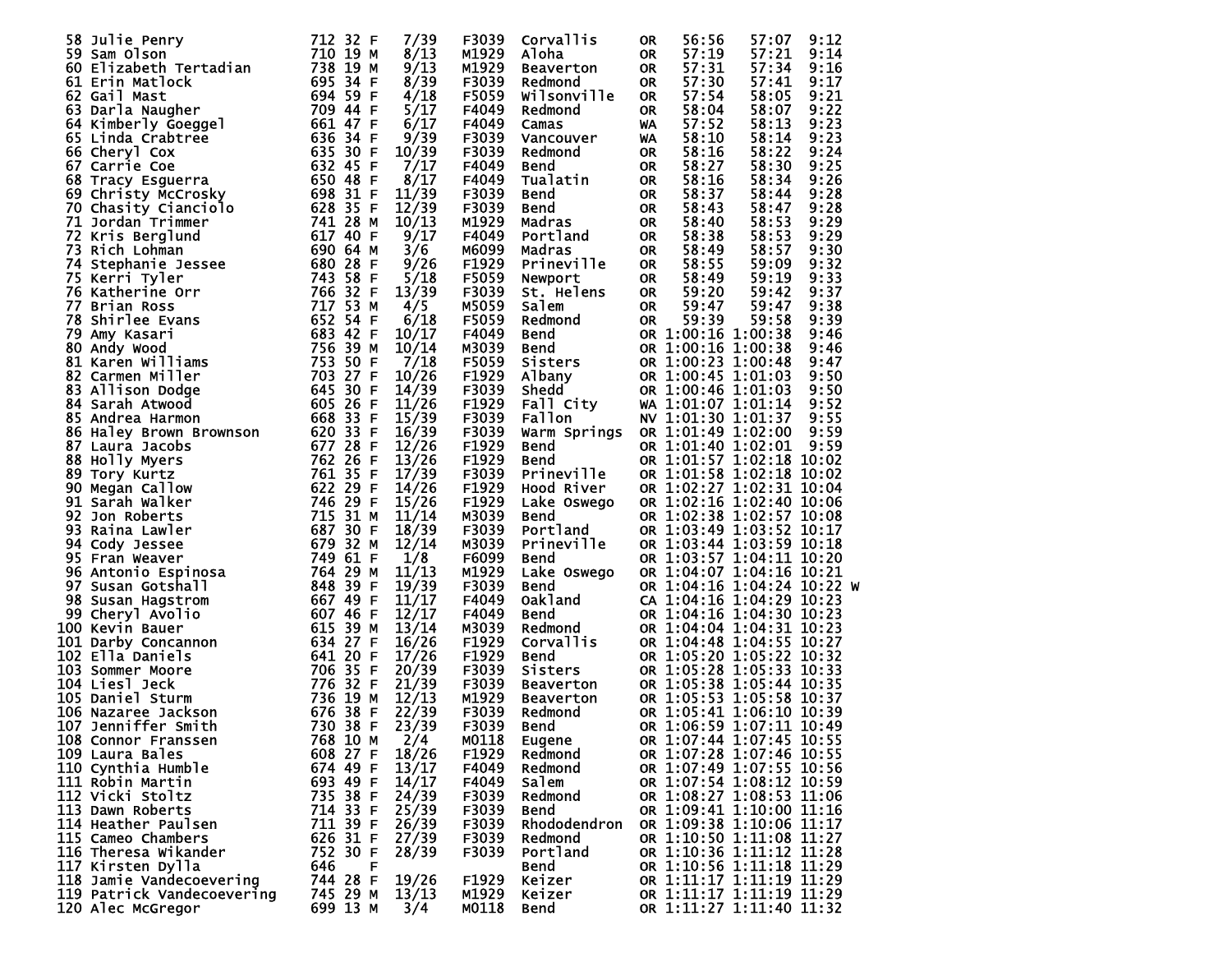| Place | Name | Bib | Age | Sex | Div Place | Division | City | State | Gun Time | Chip Time | Pace | |
|---|---|---|---|---|---|---|---|---|---|---|---|---|
| 58 | Julie Penry | 712 | 32 | F | 7/39 | F3039 | Corvallis | OR | 56:56 | 57:07 | 9:12 | |
| 59 | Sam Olson | 710 | 19 | M | 8/13 | M1929 | Aloha | OR | 57:19 | 57:21 | 9:14 | |
| 60 | Elizabeth Tertadian | 738 | 19 | M | 9/13 | M1929 | Beaverton | OR | 57:31 | 57:34 | 9:16 | |
| 61 | Erin Matlock | 695 | 34 | F | 8/39 | F3039 | Redmond | OR | 57:30 | 57:41 | 9:17 | |
| 62 | Gail Mast | 694 | 59 | F | 4/18 | F5059 | Wilsonville | OR | 57:54 | 58:05 | 9:21 | |
| 63 | Darla Naugher | 709 | 44 | F | 5/17 | F4049 | Redmond | OR | 58:04 | 58:07 | 9:22 | |
| 64 | Kimberly Goeggel | 661 | 47 | F | 6/17 | F4049 | Camas | WA | 57:52 | 58:13 | 9:23 | |
| 65 | Linda Crabtree | 636 | 34 | F | 9/39 | F3039 | Vancouver | WA | 58:10 | 58:14 | 9:23 | |
| 66 | Cheryl Cox | 635 | 30 | F | 10/39 | F3039 | Redmond | OR | 58:16 | 58:22 | 9:24 | |
| 67 | Carrie Coe | 632 | 45 | F | 7/17 | F4049 | Bend | OR | 58:27 | 58:30 | 9:25 | |
| 68 | Tracy Esguerra | 650 | 48 | F | 8/17 | F4049 | Tualatin | OR | 58:16 | 58:34 | 9:26 | |
| 69 | Christy McCrosky | 698 | 31 | F | 11/39 | F3039 | Bend | OR | 58:37 | 58:44 | 9:28 | |
| 70 | Chasity Cianciolo | 628 | 35 | F | 12/39 | F3039 | Bend | OR | 58:43 | 58:47 | 9:28 | |
| 71 | Jordan Trimmer | 741 | 28 | M | 10/13 | M1929 | Madras | OR | 58:40 | 58:53 | 9:29 | |
| 72 | Kris Berglund | 617 | 40 | F | 9/17 | F4049 | Portland | OR | 58:38 | 58:53 | 9:29 | |
| 73 | Rich Lohman | 690 | 64 | M | 3/6 | M6099 | Madras | OR | 58:49 | 58:57 | 9:30 | |
| 74 | Stephanie Jessee | 680 | 28 | F | 9/26 | F1929 | Prineville | OR | 58:55 | 59:09 | 9:32 | |
| 75 | Kerri Tyler | 743 | 58 | F | 5/18 | F5059 | Newport | OR | 58:49 | 59:19 | 9:33 | |
| 76 | Katherine Orr | 766 | 32 | F | 13/39 | F3039 | St. Helens | OR | 59:20 | 59:42 | 9:37 | |
| 77 | Brian Ross | 717 | 53 | M | 4/5 | M5059 | Salem | OR | 59:47 | 59:47 | 9:38 | |
| 78 | Shirlee Evans | 652 | 54 | F | 6/18 | F5059 | Redmond | OR | 59:39 | 59:58 | 9:39 | |
| 79 | Amy Kasari | 683 | 42 | F | 10/17 | F4049 | Bend | OR | 1:00:16 | 1:00:38 | 9:46 | |
| 80 | Andy Wood | 756 | 39 | M | 10/14 | M3039 | Bend | OR | 1:00:16 | 1:00:38 | 9:46 | |
| 81 | Karen Williams | 753 | 50 | F | 7/18 | F5059 | Sisters | OR | 1:00:23 | 1:00:48 | 9:47 | |
| 82 | Carmen Miller | 703 | 27 | F | 10/26 | F1929 | Albany | OR | 1:00:45 | 1:01:03 | 9:50 | |
| 83 | Allison Dodge | 645 | 30 | F | 14/39 | F3039 | Shedd | OR | 1:00:46 | 1:01:03 | 9:50 | |
| 84 | Sarah Atwood | 605 | 26 | F | 11/26 | F1929 | Fall City | WA | 1:01:07 | 1:01:14 | 9:52 | |
| 85 | Andrea Harmon | 668 | 33 | F | 15/39 | F3039 | Fallon | NV | 1:01:30 | 1:01:37 | 9:55 | |
| 86 | Haley Brown Brownson | 620 | 33 | F | 16/39 | F3039 | Warm Springs | OR | 1:01:49 | 1:02:00 | 9:59 | |
| 87 | Laura Jacobs | 677 | 28 | F | 12/26 | F1929 | Bend | OR | 1:01:40 | 1:02:01 | 9:59 | |
| 88 | Holly Myers | 762 | 26 | F | 13/26 | F1929 | Bend | OR | 1:01:57 | 1:02:18 | 10:02 | |
| 89 | Tory Kurtz | 761 | 35 | F | 17/39 | F3039 | Prineville | OR | 1:01:58 | 1:02:18 | 10:02 | |
| 90 | Megan Callow | 622 | 29 | F | 14/26 | F1929 | Hood River | OR | 1:02:27 | 1:02:31 | 10:04 | |
| 91 | Sarah Walker | 746 | 29 | F | 15/26 | F1929 | Lake Oswego | OR | 1:02:16 | 1:02:40 | 10:06 | |
| 92 | Jon Roberts | 715 | 31 | M | 11/14 | M3039 | Bend | OR | 1:02:38 | 1:02:57 | 10:08 | |
| 93 | Raina Lawler | 687 | 30 | F | 18/39 | F3039 | Portland | OR | 1:03:49 | 1:03:52 | 10:17 | |
| 94 | Cody Jessee | 679 | 32 | M | 12/14 | M3039 | Prineville | OR | 1:03:44 | 1:03:59 | 10:18 | |
| 95 | Fran Weaver | 749 | 61 | F | 1/8 | F6099 | Bend | OR | 1:03:57 | 1:04:11 | 10:20 | |
| 96 | Antonio Espinosa | 764 | 29 | M | 11/13 | M1929 | Lake Oswego | OR | 1:04:07 | 1:04:16 | 10:21 | |
| 97 | Susan Gotshall | 848 | 39 | F | 19/39 | F3039 | Bend | OR | 1:04:16 | 1:04:24 | 10:22 | W |
| 98 | Susan Hagstrom | 667 | 49 | F | 11/17 | F4049 | Oakland | CA | 1:04:16 | 1:04:29 | 10:23 | |
| 99 | Cheryl Avolio | 607 | 46 | F | 12/17 | F4049 | Bend | OR | 1:04:16 | 1:04:30 | 10:23 | |
| 100 | Kevin Bauer | 615 | 39 | M | 13/14 | M3039 | Redmond | OR | 1:04:04 | 1:04:31 | 10:23 | |
| 101 | Darby Concannon | 634 | 27 | F | 16/26 | F1929 | Corvallis | OR | 1:04:48 | 1:04:55 | 10:27 | |
| 102 | Ella Daniels | 641 | 20 | F | 17/26 | F1929 | Bend | OR | 1:05:20 | 1:05:22 | 10:32 | |
| 103 | Sommer Moore | 706 | 35 | F | 20/39 | F3039 | Sisters | OR | 1:05:28 | 1:05:33 | 10:33 | |
| 104 | Liesl Jeck | 776 | 32 | F | 21/39 | F3039 | Beaverton | OR | 1:05:38 | 1:05:44 | 10:35 | |
| 105 | Daniel Sturm | 736 | 19 | M | 12/13 | M1929 | Beaverton | OR | 1:05:53 | 1:05:58 | 10:37 | |
| 106 | Nazaree Jackson | 676 | 38 | F | 22/39 | F3039 | Redmond | OR | 1:05:41 | 1:06:10 | 10:39 | |
| 107 | Jenniffer Smith | 730 | 38 | F | 23/39 | F3039 | Bend | OR | 1:06:59 | 1:07:11 | 10:49 | |
| 108 | Connor Franssen | 768 | 10 | M | 2/4 | M0118 | Eugene | OR | 1:07:44 | 1:07:45 | 10:55 | |
| 109 | Laura Bales | 608 | 27 | F | 18/26 | F1929 | Redmond | OR | 1:07:28 | 1:07:46 | 10:55 | |
| 110 | Cynthia Humble | 674 | 49 | F | 13/17 | F4049 | Redmond | OR | 1:07:49 | 1:07:55 | 10:56 | |
| 111 | Robin Martin | 693 | 49 | F | 14/17 | F4049 | Salem | OR | 1:07:54 | 1:08:12 | 10:59 | |
| 112 | Vicki Stoltz | 735 | 38 | F | 24/39 | F3039 | Redmond | OR | 1:08:27 | 1:08:53 | 11:06 | |
| 113 | Dawn Roberts | 714 | 33 | F | 25/39 | F3039 | Bend | OR | 1:09:41 | 1:10:00 | 11:16 | |
| 114 | Heather Paulsen | 711 | 39 | F | 26/39 | F3039 | Rhododendron | OR | 1:09:38 | 1:10:06 | 11:17 | |
| 115 | Cameo Chambers | 626 | 31 | F | 27/39 | F3039 | Redmond | OR | 1:10:50 | 1:11:08 | 11:27 | |
| 116 | Theresa Wikander | 752 | 30 | F | 28/39 | F3039 | Portland | OR | 1:10:36 | 1:11:12 | 11:28 | |
| 117 | Kirsten Dylla | 646 | | F | | | Bend | OR | 1:10:56 | 1:11:18 | 11:29 | |
| 118 | Jamie Vandecoevering | 744 | 28 | F | 19/26 | F1929 | Keizer | OR | 1:11:17 | 1:11:19 | 11:29 | |
| 119 | Patrick Vandecoevering | 745 | 29 | M | 13/13 | M1929 | Keizer | OR | 1:11:17 | 1:11:19 | 11:29 | |
| 120 | Alec McGregor | 699 | 13 | M | 3/4 | M0118 | Bend | OR | 1:11:27 | 1:11:40 | 11:32 | |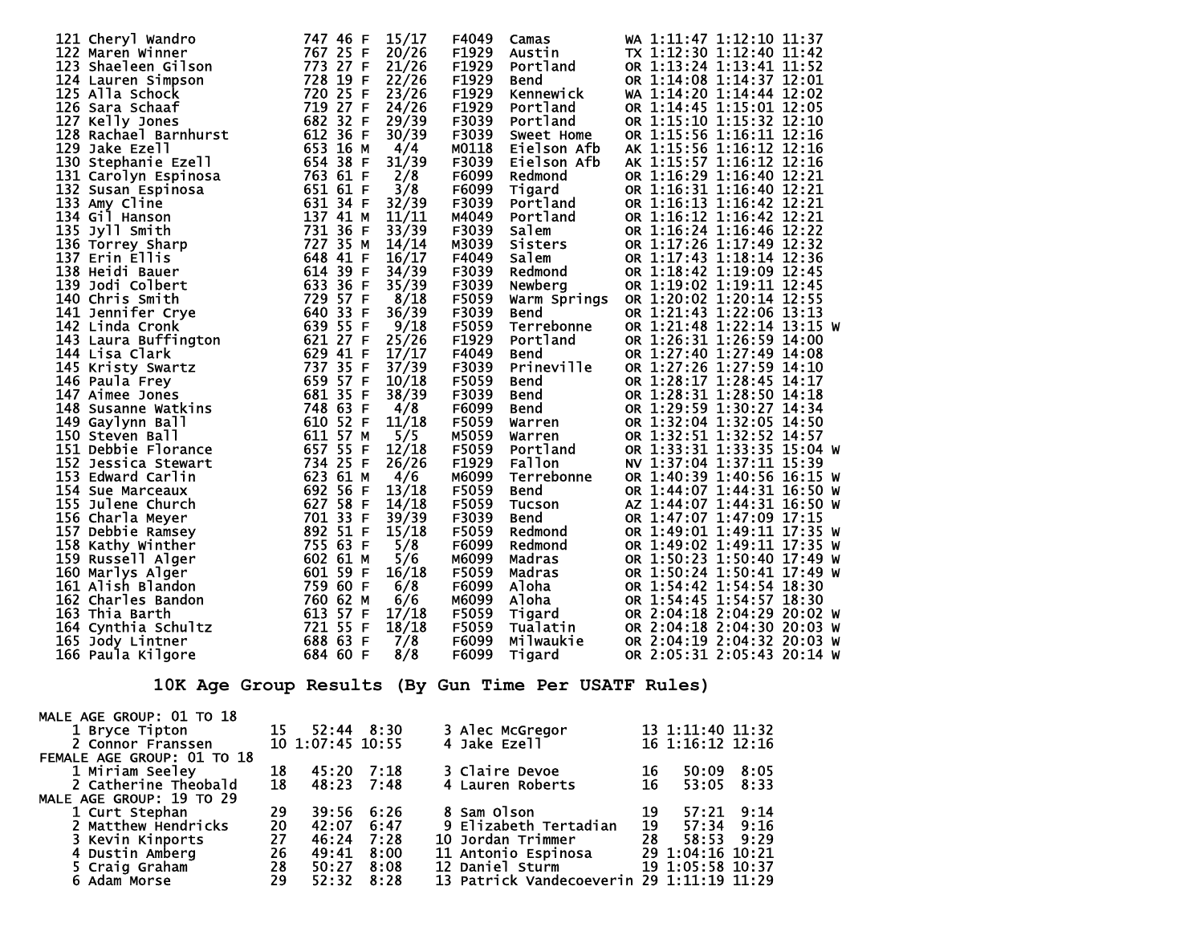| Place | Name | Bib | Age | Sex | Div Place | Division | City | State | Chip Time | Gun Time | Pace | |
|---|---|---|---|---|---|---|---|---|---|---|---|---|
| 121 | Cheryl Wandro | 747 | 46 | F | 15/17 | F4049 | Camas | WA | 1:11:47 | 1:12:10 | 11:37 | |
| 122 | Maren Winner | 767 | 25 | F | 20/26 | F1929 | Austin | TX | 1:12:30 | 1:12:40 | 11:42 | |
| 123 | Shaeleen Gilson | 773 | 27 | F | 21/26 | F1929 | Portland | OR | 1:13:24 | 1:13:41 | 11:52 | |
| 124 | Lauren Simpson | 728 | 19 | F | 22/26 | F1929 | Bend | OR | 1:14:08 | 1:14:37 | 12:01 | |
| 125 | Alla Schock | 720 | 25 | F | 23/26 | F1929 | Kennewick | WA | 1:14:20 | 1:14:44 | 12:02 | |
| 126 | Sara Schaaf | 719 | 27 | F | 24/26 | F1929 | Portland | OR | 1:14:45 | 1:15:01 | 12:05 | |
| 127 | Kelly Jones | 682 | 32 | F | 29/39 | F3039 | Portland | OR | 1:15:10 | 1:15:32 | 12:10 | |
| 128 | Rachael Barnhurst | 612 | 36 | F | 30/39 | F3039 | Sweet Home | OR | 1:15:56 | 1:16:11 | 12:16 | |
| 129 | Jake Ezell | 653 | 16 | M | 4/4 | M0118 | Eielson Afb | AK | 1:15:56 | 1:16:12 | 12:16 | |
| 130 | Stephanie Ezell | 654 | 38 | F | 31/39 | F3039 | Eielson Afb | AK | 1:15:57 | 1:16:12 | 12:16 | |
| 131 | Carolyn Espinosa | 763 | 61 | F | 2/8 | F6099 | Redmond | OR | 1:16:29 | 1:16:40 | 12:21 | |
| 132 | Susan Espinosa | 651 | 61 | F | 3/8 | F6099 | Tigard | OR | 1:16:31 | 1:16:40 | 12:21 | |
| 133 | Amy Cline | 631 | 34 | F | 32/39 | F3039 | Portland | OR | 1:16:13 | 1:16:42 | 12:21 | |
| 134 | Gil Hanson | 137 | 41 | M | 11/11 | M4049 | Portland | OR | 1:16:12 | 1:16:42 | 12:21 | |
| 135 | Jyll Smith | 731 | 36 | F | 33/39 | F3039 | Salem | OR | 1:16:24 | 1:16:46 | 12:22 | |
| 136 | Torrey Sharp | 727 | 35 | M | 14/14 | M3039 | Sisters | OR | 1:17:26 | 1:17:49 | 12:32 | |
| 137 | Erin Ellis | 648 | 41 | F | 16/17 | F4049 | Salem | OR | 1:17:43 | 1:18:14 | 12:36 | |
| 138 | Heidi Bauer | 614 | 39 | F | 34/39 | F3039 | Redmond | OR | 1:18:42 | 1:19:09 | 12:45 | |
| 139 | Jodi Colbert | 633 | 36 | F | 35/39 | F3039 | Newberg | OR | 1:19:02 | 1:19:11 | 12:45 | |
| 140 | Chris Smith | 729 | 57 | F | 8/18 | F5059 | Warm Springs | OR | 1:20:02 | 1:20:14 | 12:55 | |
| 141 | Jennifer Crye | 640 | 33 | F | 36/39 | F3039 | Bend | OR | 1:21:43 | 1:22:06 | 13:13 | |
| 142 | Linda Cronk | 639 | 55 | F | 9/18 | F5059 | Terrebonne | OR | 1:21:48 | 1:22:14 | 13:15 | W |
| 143 | Laura Buffington | 621 | 27 | F | 25/26 | F1929 | Portland | OR | 1:26:31 | 1:26:59 | 14:00 | |
| 144 | Lisa Clark | 629 | 41 | F | 17/17 | F4049 | Bend | OR | 1:27:40 | 1:27:49 | 14:08 | |
| 145 | Kristy Swartz | 737 | 35 | F | 37/39 | F3039 | Prineville | OR | 1:27:26 | 1:27:59 | 14:10 | |
| 146 | Paula Frey | 659 | 57 | F | 10/18 | F5059 | Bend | OR | 1:28:17 | 1:28:45 | 14:17 | |
| 147 | Aimee Jones | 681 | 35 | F | 38/39 | F3039 | Bend | OR | 1:28:31 | 1:28:50 | 14:18 | |
| 148 | Susanne Watkins | 748 | 63 | F | 4/8 | F6099 | Bend | OR | 1:29:59 | 1:30:27 | 14:34 | |
| 149 | Gaylynn Ball | 610 | 52 | F | 11/18 | F5059 | Warren | OR | 1:32:04 | 1:32:05 | 14:50 | |
| 150 | Steven Ball | 611 | 57 | M | 5/5 | M5059 | Warren | OR | 1:32:51 | 1:32:52 | 14:57 | |
| 151 | Debbie Florance | 657 | 55 | F | 12/18 | F5059 | Portland | OR | 1:33:31 | 1:33:35 | 15:04 | W |
| 152 | Jessica Stewart | 734 | 25 | F | 26/26 | F1929 | Fallon | NV | 1:37:04 | 1:37:11 | 15:39 | |
| 153 | Edward Carlin | 623 | 61 | M | 4/6 | M6099 | Terrebonne | OR | 1:40:39 | 1:40:56 | 16:15 | W |
| 154 | Sue Marceaux | 692 | 56 | F | 13/18 | F5059 | Bend | OR | 1:44:07 | 1:44:31 | 16:50 | W |
| 155 | Julene Church | 627 | 58 | F | 14/18 | F5059 | Tucson | AZ | 1:44:07 | 1:44:31 | 16:50 | W |
| 156 | Charla Meyer | 701 | 33 | F | 39/39 | F3039 | Bend | OR | 1:47:07 | 1:47:09 | 17:15 | |
| 157 | Debbie Ramsey | 892 | 51 | F | 15/18 | F5059 | Redmond | OR | 1:49:01 | 1:49:11 | 17:35 | W |
| 158 | Kathy Winther | 755 | 63 | F | 5/8 | F6099 | Redmond | OR | 1:49:02 | 1:49:11 | 17:35 | W |
| 159 | Russell Alger | 602 | 61 | M | 5/6 | M6099 | Madras | OR | 1:50:23 | 1:50:40 | 17:49 | W |
| 160 | Marlys Alger | 601 | 59 | F | 16/18 | F5059 | Madras | OR | 1:50:24 | 1:50:41 | 17:49 | W |
| 161 | Alish Blandon | 759 | 60 | F | 6/8 | F6099 | Aloha | OR | 1:54:42 | 1:54:54 | 18:30 | |
| 162 | Charles Bandon | 760 | 62 | M | 6/6 | M6099 | Aloha | OR | 1:54:45 | 1:54:57 | 18:30 | |
| 163 | Thia Barth | 613 | 57 | F | 17/18 | F5059 | Tigard | OR | 2:04:18 | 2:04:29 | 20:02 | W |
| 164 | Cynthia Schultz | 721 | 55 | F | 18/18 | F5059 | Tualatin | OR | 2:04:18 | 2:04:30 | 20:03 | W |
| 165 | Jody Lintner | 688 | 63 | F | 7/8 | F6099 | Milwaukie | OR | 2:04:19 | 2:04:32 | 20:03 | W |
| 166 | Paula Kilgore | 684 | 60 | F | 8/8 | F6099 | Tigard | OR | 2:05:31 | 2:05:43 | 20:14 | W |

## 10K Age Group Results (By Gun Time Per USATF Rules)

**MALE AGE GROUP: 01 TO 18**

| Place | Name | Age | Time | Pace |
|---|---|---|---|---|
| 1 | Bryce Tipton | 15 | 52:44 | 8:30 |
| 2 | Connor Franssen | 10 | 1:07:45 | 10:55 |
| 3 | Alec McGregor | 13 | 1:11:40 | 11:32 |
| 4 | Jake Ezell | 16 | 1:16:12 | 12:16 |

**FEMALE AGE GROUP: 01 TO 18**

| Place | Name | Age | Time | Pace |
|---|---|---|---|---|
| 1 | Miriam Seeley | 18 | 45:20 | 7:18 |
| 2 | Catherine Theobald | 18 | 48:23 | 7:48 |
| 3 | Claire Devoe | 16 | 50:09 | 8:05 |
| 4 | Lauren Roberts | 16 | 53:05 | 8:33 |

**MALE AGE GROUP: 19 TO 29**

| Place | Name | Age | Time | Pace |
|---|---|---|---|---|
| 1 | Curt Stephan | 29 | 39:56 | 6:26 |
| 2 | Matthew Hendricks | 20 | 42:07 | 6:47 |
| 3 | Kevin Kinports | 27 | 46:24 | 7:28 |
| 4 | Dustin Amberg | 26 | 49:41 | 8:00 |
| 5 | Craig Graham | 28 | 50:27 | 8:08 |
| 6 | Adam Morse | 29 | 52:32 | 8:28 |
| 8 | Sam Olson | 19 | 57:21 | 9:14 |
| 9 | Elizabeth Tertadian | 19 | 57:34 | 9:16 |
| 10 | Jordan Trimmer | 28 | 58:53 | 9:29 |
| 11 | Antonio Espinosa | 29 | 1:04:16 | 10:21 |
| 12 | Daniel Sturm | 19 | 1:05:58 | 10:37 |
| 13 | Patrick Vandecoeverin | 29 | 1:11:19 | 11:29 |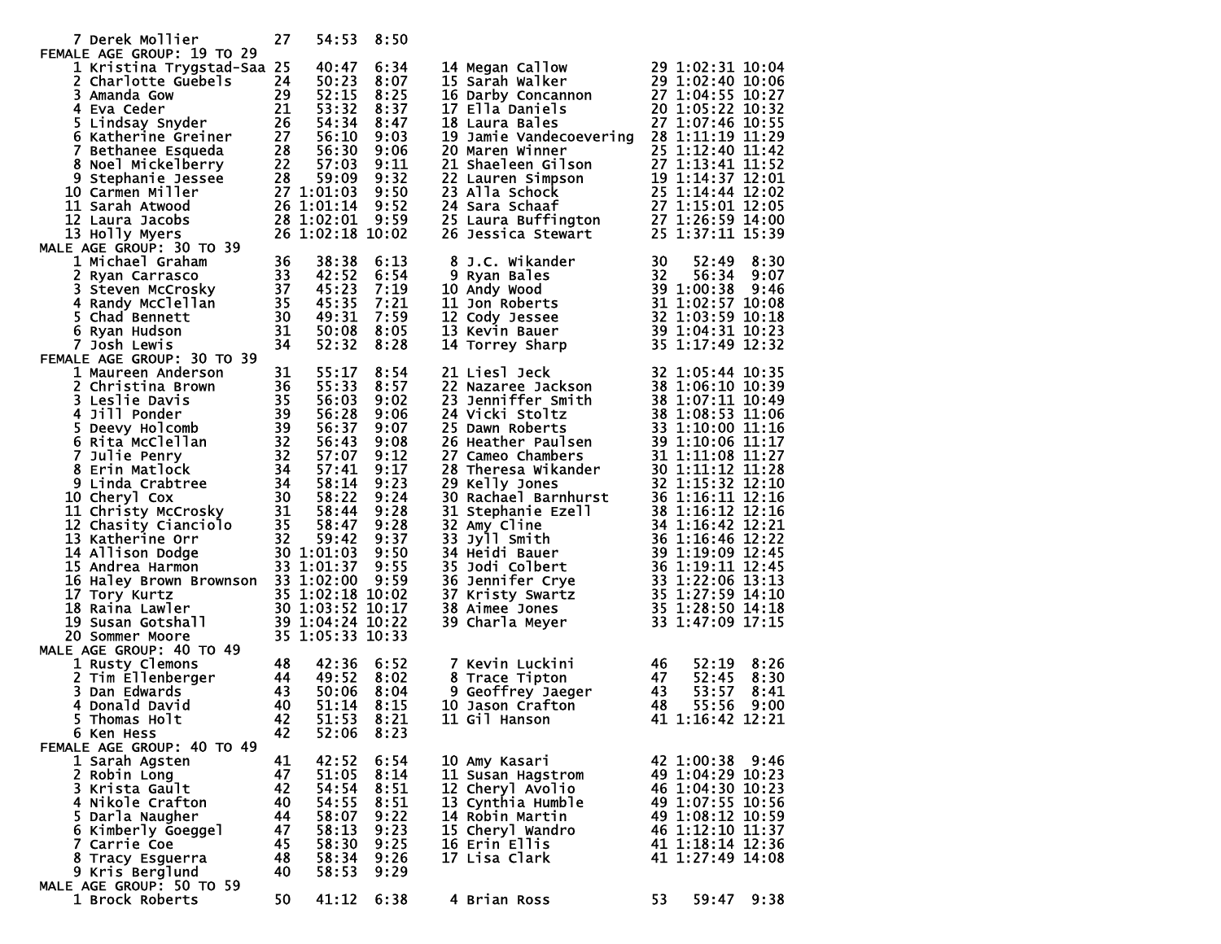```
    7 Derek Mollier          27   54:53  8:50
FEMALE AGE GROUP: 19 TO 29
    1 Kristina Trygstad-Saa 25   40:47  6:34     14 Megan Callow            29 1:02:31 10:04
    2 Charlotte Guebels      24   50:23  8:07     15 Sarah Walker            29 1:02:40 10:06
    3 Amanda Gow             29   52:15  8:25     16 Darby Concannon         27 1:04:55 10:27
    4 Eva Ceder              21   53:32  8:37     17 Ella Daniels            20 1:05:22 10:32
    5 Lindsay Snyder         26   54:34  8:47     18 Laura Bales             27 1:07:46 10:55
    6 Katherine Greiner      27   56:10  9:03     19 Jamie Vandecoevering    28 1:11:19 11:29
    7 Bethanee Esqueda       28   56:30  9:06     20 Maren Winner            25 1:12:40 11:42
    8 Noel Mickelberry       22   57:03  9:11     21 Shaeleen Gilson         27 1:13:41 11:52
    9 Stephanie Jessee       28   59:09  9:32     22 Lauren Simpson          19 1:14:37 12:01
   10 Carmen Miller          27 1:01:03  9:50     23 Alla Schock             25 1:14:44 12:02
   11 Sarah Atwood           26 1:01:14  9:52     24 Sara Schaaf             27 1:15:01 12:05
   12 Laura Jacobs           28 1:02:01  9:59     25 Laura Buffington        27 1:26:59 14:00
   13 Holly Myers            26 1:02:18 10:02     26 Jessica Stewart         25 1:37:11 15:39
MALE AGE GROUP: 30 TO 39
    1 Michael Graham         36   38:38  6:13      8 J.C. Wikander           30   52:49  8:30
    2 Ryan Carrasco          33   42:52  6:54      9 Ryan Bales              32   56:34  9:07
    3 Steven McCrosky        37   45:23  7:19     10 Andy Wood               39 1:00:38  9:46
    4 Randy McClellan        35   45:35  7:21     11 Jon Roberts             31 1:02:57 10:08
    5 Chad Bennett           30   49:31  7:59     12 Cody Jessee             32 1:03:59 10:18
    6 Ryan Hudson            31   50:08  8:05     13 Kevin Bauer             39 1:04:31 10:23
    7 Josh Lewis             34   52:32  8:28     14 Torrey Sharp            35 1:17:49 12:32
FEMALE AGE GROUP: 30 TO 39
    1 Maureen Anderson       31   55:17  8:54     21 Liesl Jeck              32 1:05:44 10:35
    2 Christina Brown        36   55:33  8:57     22 Nazaree Jackson         38 1:06:10 10:39
    3 Leslie Davis           35   56:03  9:02     23 Jenniffer Smith         38 1:07:11 10:49
    4 Jill Ponder            39   56:28  9:06     24 Vicki Stoltz            38 1:08:53 11:06
    5 Deevy Holcomb          39   56:37  9:07     25 Dawn Roberts            33 1:10:00 11:16
    6 Rita McClellan         32   56:43  9:08     26 Heather Paulsen         39 1:10:06 11:17
    7 Julie Penry            32   57:07  9:12     27 Cameo Chambers          31 1:11:08 11:27
    8 Erin Matlock           34   57:41  9:17     28 Theresa Wikander        30 1:11:12 11:28
    9 Linda Crabtree         34   58:14  9:23     29 Kelly Jones             32 1:15:32 12:10
   10 Cheryl Cox             30   58:22  9:24     30 Rachael Barnhurst       36 1:16:11 12:16
   11 Christy McCrosky       31   58:44  9:28     31 Stephanie Ezell         38 1:16:12 12:16
   12 Chasity Cianciolo      35   58:47  9:28     32 Amy Cline               34 1:16:42 12:21
   13 Katherine Orr          32   59:42  9:37     33 Jyll Smith              36 1:16:46 12:22
   14 Allison Dodge          30 1:01:03  9:50     34 Heidi Bauer             39 1:19:09 12:45
   15 Andrea Harmon          33 1:01:37  9:55     35 Jodi Colbert            36 1:19:11 12:45
   16 Haley Brown Brownson   33 1:02:00  9:59     36 Jennifer Crye           33 1:22:06 13:13
   17 Tory Kurtz             35 1:02:18 10:02     37 Kristy Swartz           35 1:27:59 14:10
   18 Raina Lawler           30 1:03:52 10:17     38 Aimee Jones             35 1:28:50 14:18
   19 Susan Gotshall         39 1:04:24 10:22     39 Charla Meyer            33 1:47:09 17:15
   20 Sommer Moore           35 1:05:33 10:33
MALE AGE GROUP: 40 TO 49
    1 Rusty Clemons          48   42:36  6:52      7 Kevin Luckini           46   52:19  8:26
    2 Tim Ellenberger        44   49:52  8:02      8 Trace Tipton            47   52:45  8:30
    3 Dan Edwards            43   50:06  8:04      9 Geoffrey Jaeger         43   53:57  8:41
    4 Donald David           40   51:14  8:15     10 Jason Crafton           48   55:56  9:00
    5 Thomas Holt            42   51:53  8:21     11 Gil Hanson              41 1:16:42 12:21
    6 Ken Hess               42   52:06  8:23
FEMALE AGE GROUP: 40 TO 49
    1 Sarah Agsten           41   42:52  6:54     10 Amy Kasari              42 1:00:38  9:46
    2 Robin Long             47   51:05  8:14     11 Susan Hagstrom          49 1:04:29 10:23
    3 Krista Gault           42   54:54  8:51     12 Cheryl Avolio           46 1:04:30 10:23
    4 Nikole Crafton         40   54:55  8:51     13 Cynthia Humble          49 1:07:55 10:56
    5 Darla Naugher          44   58:07  9:22     14 Robin Martin            49 1:08:12 10:59
    6 Kimberly Goeggel       47   58:13  9:23     15 Cheryl Wandro           46 1:12:10 11:37
    7 Carrie Coe             45   58:30  9:25     16 Erin Ellis              41 1:18:14 12:36
    8 Tracy Esguerra         48   58:34  9:26     17 Lisa Clark              41 1:27:49 14:08
    9 Kris Berglund          40   58:53  9:29
MALE AGE GROUP: 50 TO 59
    1 Brock Roberts          50   41:12  6:38      4 Brian Ross              53   59:47  9:38
```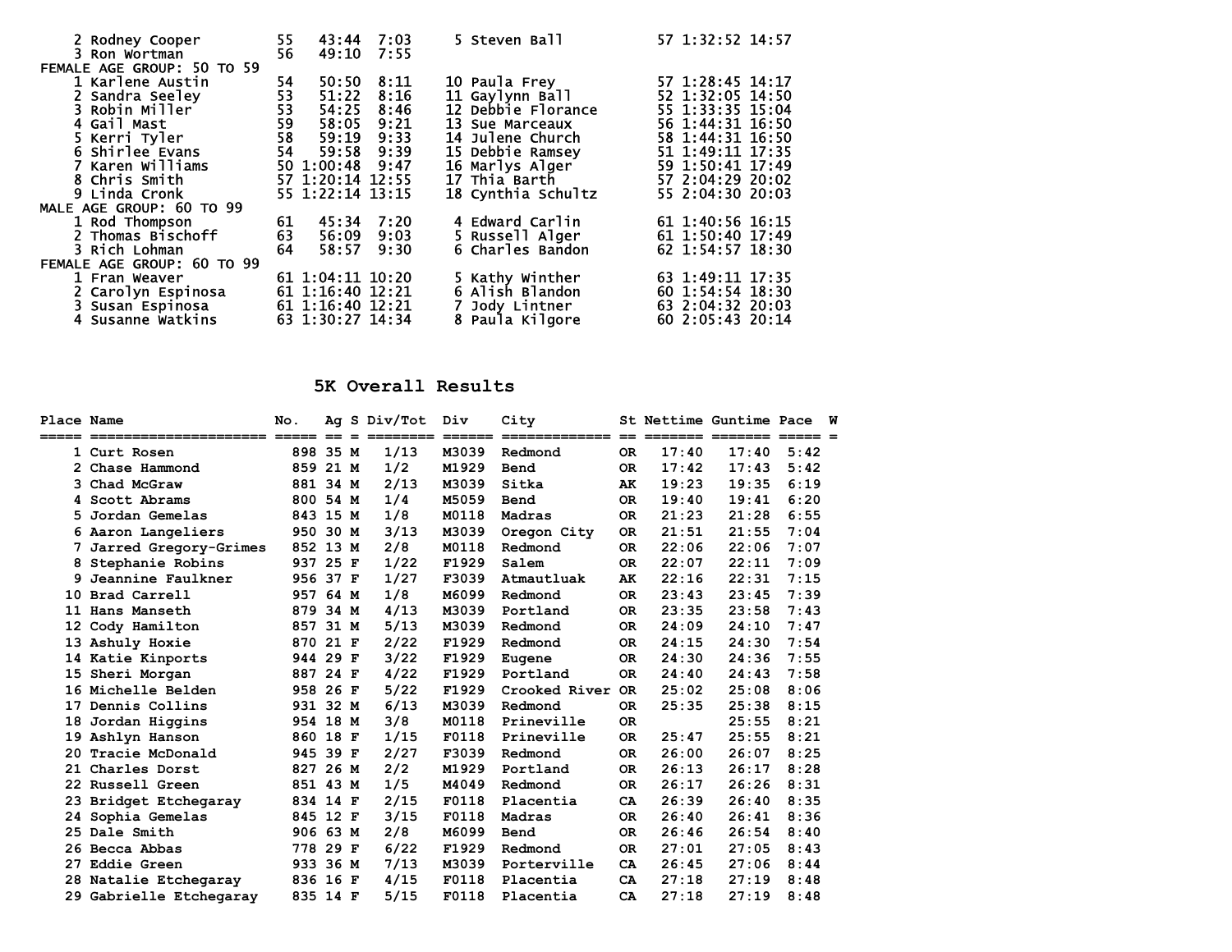| | | | | | | | |
|---|---|---|---|---|---|---|---|
| 2 Rodney Cooper | 55 | 43:44 | 7:03 | 5 Steven Ball | 57 | 1:32:52 | 14:57 |
| 3 Ron Wortman | 56 | 49:10 | 7:55 | | | | |

FEMALE AGE GROUP: 50 TO 59

| | | | | | | | |
|---|---|---|---|---|---|---|---|
| 1 Karlene Austin | 54 | 50:50 | 8:11 | 10 Paula Frey | 57 | 1:28:45 | 14:17 |
| 2 Sandra Seeley | 53 | 51:22 | 8:16 | 11 Gaylynn Ball | 52 | 1:32:05 | 14:50 |
| 3 Robin Miller | 53 | 54:25 | 8:46 | 12 Debbie Florance | 55 | 1:33:35 | 15:04 |
| 4 Gail Mast | 59 | 58:05 | 9:21 | 13 Sue Marceaux | 56 | 1:44:31 | 16:50 |
| 5 Kerri Tyler | 58 | 59:19 | 9:33 | 14 Julene Church | 58 | 1:44:31 | 16:50 |
| 6 Shirlee Evans | 54 | 59:58 | 9:39 | 15 Debbie Ramsey | 51 | 1:49:11 | 17:35 |
| 7 Karen Williams | 50 | 1:00:48 | 9:47 | 16 Marlys Alger | 59 | 1:50:41 | 17:49 |
| 8 Chris Smith | 57 | 1:20:14 | 12:55 | 17 Thia Barth | 57 | 2:04:29 | 20:02 |
| 9 Linda Cronk | 55 | 1:22:14 | 13:15 | 18 Cynthia Schultz | 55 | 2:04:30 | 20:03 |

MALE AGE GROUP: 60 TO 99

| | | | | | | | |
|---|---|---|---|---|---|---|---|
| 1 Rod Thompson | 61 | 45:34 | 7:20 | 4 Edward Carlin | 61 | 1:40:56 | 16:15 |
| 2 Thomas Bischoff | 63 | 56:09 | 9:03 | 5 Russell Alger | 61 | 1:50:40 | 17:49 |
| 3 Rich Lohman | 64 | 58:57 | 9:30 | 6 Charles Bandon | 62 | 1:54:57 | 18:30 |

FEMALE AGE GROUP: 60 TO 99

| | | | | | | | |
|---|---|---|---|---|---|---|---|
| 1 Fran Weaver | 61 | 1:04:11 | 10:20 | 5 Kathy Winther | 63 | 1:49:11 | 17:35 |
| 2 Carolyn Espinosa | 61 | 1:16:40 | 12:21 | 6 Alish Blandon | 60 | 1:54:54 | 18:30 |
| 3 Susan Espinosa | 61 | 1:16:40 | 12:21 | 7 Jody Lintner | 63 | 2:04:32 | 20:03 |
| 4 Susanne Watkins | 63 | 1:30:27 | 14:34 | 8 Paula Kilgore | 60 | 2:05:43 | 20:14 |

## 5K Overall Results

| Place | Name | No. | Ag | S | Div/Tot | Div | City | St | Nettime | Guntime | Pace | W |
|---|---|---|---|---|---|---|---|---|---|---|---|---|
| 1 | Curt Rosen | 898 | 35 | M | 1/13 | M3039 | Redmond | OR | 17:40 | 17:40 | 5:42 | |
| 2 | Chase Hammond | 859 | 21 | M | 1/2 | M1929 | Bend | OR | 17:42 | 17:43 | 5:42 | |
| 3 | Chad McGraw | 881 | 34 | M | 2/13 | M3039 | Sitka | AK | 19:23 | 19:35 | 6:19 | |
| 4 | Scott Abrams | 800 | 54 | M | 1/4 | M5059 | Bend | OR | 19:40 | 19:41 | 6:20 | |
| 5 | Jordan Gemelas | 843 | 15 | M | 1/8 | M0118 | Madras | OR | 21:23 | 21:28 | 6:55 | |
| 6 | Aaron Langeliers | 950 | 30 | M | 3/13 | M3039 | Oregon City | OR | 21:51 | 21:55 | 7:04 | |
| 7 | Jarred Gregory-Grimes | 852 | 13 | M | 2/8 | M0118 | Redmond | OR | 22:06 | 22:06 | 7:07 | |
| 8 | Stephanie Robins | 937 | 25 | F | 1/22 | F1929 | Salem | OR | 22:07 | 22:11 | 7:09 | |
| 9 | Jeannine Faulkner | 956 | 37 | F | 1/27 | F3039 | Atmautluak | AK | 22:16 | 22:31 | 7:15 | |
| 10 | Brad Carrell | 957 | 64 | M | 1/8 | M6099 | Redmond | OR | 23:43 | 23:45 | 7:39 | |
| 11 | Hans Manseth | 879 | 34 | M | 4/13 | M3039 | Portland | OR | 23:35 | 23:58 | 7:43 | |
| 12 | Cody Hamilton | 857 | 31 | M | 5/13 | M3039 | Redmond | OR | 24:09 | 24:10 | 7:47 | |
| 13 | Ashuly Hoxie | 870 | 21 | F | 2/22 | F1929 | Redmond | OR | 24:15 | 24:30 | 7:54 | |
| 14 | Katie Kinports | 944 | 29 | F | 3/22 | F1929 | Eugene | OR | 24:30 | 24:36 | 7:55 | |
| 15 | Sheri Morgan | 887 | 24 | F | 4/22 | F1929 | Portland | OR | 24:40 | 24:43 | 7:58 | |
| 16 | Michelle Belden | 958 | 26 | F | 5/22 | F1929 | Crooked River | OR | 25:02 | 25:08 | 8:06 | |
| 17 | Dennis Collins | 931 | 32 | M | 6/13 | M3039 | Redmond | OR | 25:35 | 25:38 | 8:15 | |
| 18 | Jordan Higgins | 954 | 18 | M | 3/8 | M0118 | Prineville | OR | | 25:55 | 8:21 | |
| 19 | Ashlyn Hanson | 860 | 18 | F | 1/15 | F0118 | Prineville | OR | 25:47 | 25:55 | 8:21 | |
| 20 | Tracie McDonald | 945 | 39 | F | 2/27 | F3039 | Redmond | OR | 26:00 | 26:07 | 8:25 | |
| 21 | Charles Dorst | 827 | 26 | M | 2/2 | M1929 | Portland | OR | 26:13 | 26:17 | 8:28 | |
| 22 | Russell Green | 851 | 43 | M | 1/5 | M4049 | Redmond | OR | 26:17 | 26:26 | 8:31 | |
| 23 | Bridget Etchegaray | 834 | 14 | F | 2/15 | F0118 | Placentia | CA | 26:39 | 26:40 | 8:35 | |
| 24 | Sophia Gemelas | 845 | 12 | F | 3/15 | F0118 | Madras | OR | 26:40 | 26:41 | 8:36 | |
| 25 | Dale Smith | 906 | 63 | M | 2/8 | M6099 | Bend | OR | 26:46 | 26:54 | 8:40 | |
| 26 | Becca Abbas | 778 | 29 | F | 6/22 | F1929 | Redmond | OR | 27:01 | 27:05 | 8:43 | |
| 27 | Eddie Green | 933 | 36 | M | 7/13 | M3039 | Porterville | CA | 26:45 | 27:06 | 8:44 | |
| 28 | Natalie Etchegaray | 836 | 16 | F | 4/15 | F0118 | Placentia | CA | 27:18 | 27:19 | 8:48 | |
| 29 | Gabrielle Etchegaray | 835 | 14 | F | 5/15 | F0118 | Placentia | CA | 27:18 | 27:19 | 8:48 | |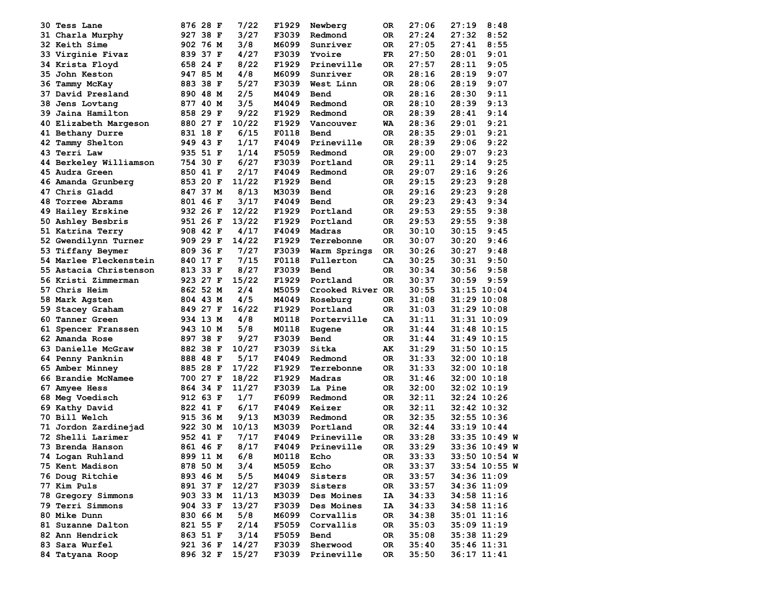```
30 Tess Lane              876 28 F   7/22   F1929  Newberg       OR   27:06   27:19  8:48
31 Charla Murphy          927 38 F   3/27   F3039  Redmond       OR   27:24   27:32  8:52
32 Keith Sime             902 76 M   3/8    M6099  Sunriver      OR   27:05   27:41  8:55
33 Virginie Fivaz         839 37 F   4/27   F3039  Yvoire        FR   27:50   28:01  9:01
34 Krista Floyd           658 24 F   8/22   F1929  Prineville    OR   27:57   28:11  9:05
35 John Keston            947 85 M   4/8    M6099  Sunriver      OR   28:16   28:19  9:07
36 Tammy McKay            883 38 F   5/27   F3039  West Linn     OR   28:06   28:19  9:07
37 David Presland         890 48 M   2/5    M4049  Bend          OR   28:16   28:30  9:11
38 Jens Lovtang           877 40 M   3/5    M4049  Redmond       OR   28:10   28:39  9:13
39 Jaina Hamilton         858 29 F   9/22   F1929  Redmond       OR   28:39   28:41  9:14
40 Elizabeth Margeson     880 27 F  10/22   F1929  Vancouver     WA   28:36   29:01  9:21
41 Bethany Durre          831 18 F   6/15   F0118  Bend          OR   28:35   29:01  9:21
42 Tammy Shelton          949 43 F   1/17   F4049  Prineville    OR   28:39   29:06  9:22
43 Terri Law              935 51 F   1/14   F5059  Redmond       OR   29:00   29:07  9:23
44 Berkeley Williamson    754 30 F   6/27   F3039  Portland      OR   29:11   29:14  9:25
45 Audra Green            850 41 F   2/17   F4049  Redmond       OR   29:07   29:16  9:26
46 Amanda Grunberg        853 20 F  11/22   F1929  Bend          OR   29:15   29:23  9:28
47 Chris Gladd            847 37 M   8/13   M3039  Bend          OR   29:16   29:23  9:28
48 Torree Abrams          801 46 F   3/17   F4049  Bend          OR   29:23   29:43  9:34
49 Hailey Erskine         932 26 F  12/22   F1929  Portland      OR   29:53   29:55  9:38
50 Ashley Besbris         951 26 F  13/22   F1929  Portland      OR   29:53   29:55  9:38
51 Katrina Terry          908 42 F   4/17   F4049  Madras        OR   30:10   30:15  9:45
52 Gwendilynn Turner      909 29 F  14/22   F1929  Terrebonne    OR   30:07   30:20  9:46
53 Tiffany Beymer         809 36 F   7/27   F3039  Warm Springs  OR   30:26   30:27  9:48
54 Marlee Fleckenstein    840 17 F   7/15   F0118  Fullerton     CA   30:25   30:31  9:50
55 Astacia Christenson    813 33 F   8/27   F3039  Bend          OR   30:34   30:56  9:58
56 Kristi Zimmerman       923 27 F  15/22   F1929  Portland      OR   30:37   30:59  9:59
57 Chris Heim             862 52 M   2/4    M5059  Crooked River OR   30:55   31:15 10:04
58 Mark Agsten            804 43 M   4/5    M4049  Roseburg      OR   31:08   31:29 10:08
59 Stacey Graham          849 27 F  16/22   F1929  Portland      OR   31:03   31:29 10:08
60 Tanner Green           934 13 M   4/8    M0118  Porterville   CA   31:11   31:31 10:09
61 Spencer Franssen       943 10 M   5/8    M0118  Eugene        OR   31:44   31:48 10:15
62 Amanda Rose            897 38 F   9/27   F3039  Bend          OR   31:44   31:49 10:15
63 Danielle McGraw        882 38 F  10/27   F3039  Sitka         AK   31:29   31:50 10:15
64 Penny Panknin          888 48 F   5/17   F4049  Redmond       OR   31:33   32:00 10:18
65 Amber Minney           885 28 F  17/22   F1929  Terrebonne    OR   31:33   32:00 10:18
66 Brandie McNamee        700 27 F  18/22   F1929  Madras        OR   31:46   32:00 10:18
67 Amyee Hess             864 34 F  11/27   F3039  La Pine       OR   32:00   32:02 10:19
68 Meg Voedisch           912 63 F   1/7    F6099  Redmond       OR   32:11   32:24 10:26
69 Kathy David            822 41 F   6/17   F4049  Keizer        OR   32:11   32:42 10:32
70 Bill Welch             915 36 M   9/13   M3039  Redmond       OR   32:35   32:55 10:36
71 Jordon Zardinejad      922 30 M  10/13   M3039  Portland      OR   32:44   33:19 10:44
72 Shelli Larimer         952 41 F   7/17   F4049  Prineville    OR   33:28   33:35 10:49 W
73 Brenda Hanson          861 46 F   8/17   F4049  Prineville    OR   33:29   33:36 10:49 W
74 Logan Ruhland          899 11 M   6/8    M0118  Echo          OR   33:33   33:50 10:54 W
75 Kent Madison           878 50 M   3/4    M5059  Echo          OR   33:37   33:54 10:55 W
76 Doug Ritchie           893 46 M   5/5    M4049  Sisters       OR   33:57   34:36 11:09
77 Kim Puls               891 37 F  12/27   F3039  Sisters       OR   33:57   34:36 11:09
78 Gregory Simmons        903 33 M  11/13   M3039  Des Moines    IA   34:33   34:58 11:16
79 Terri Simmons          904 33 F  13/27   F3039  Des Moines    IA   34:33   34:58 11:16
80 Mike Dunn              830 66 M   5/8    M6099  Corvallis     OR   34:38   35:01 11:16
81 Suzanne Dalton         821 55 F   2/14   F5059  Corvallis     OR   35:03   35:09 11:19
82 Ann Hendrick           863 51 F   3/14   F5059  Bend          OR   35:08   35:38 11:29
83 Sara Wurfel            921 36 F  14/27   F3039  Sherwood      OR   35:40   35:46 11:31
84 Tatyana Roop           896 32 F  15/27   F3039  Prineville    OR   35:50   36:17 11:41
```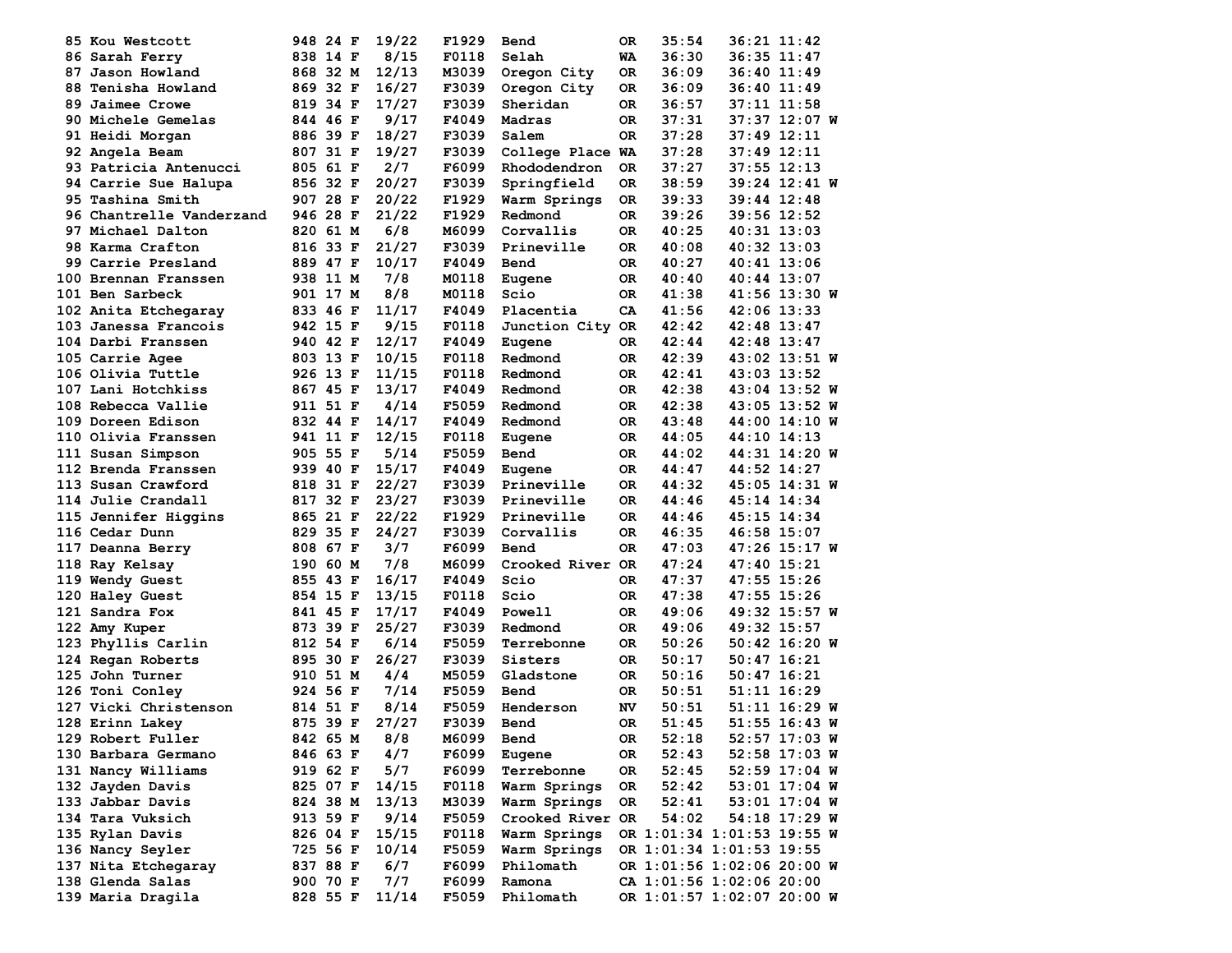```
 85 Kou Westcott            948 24 F  19/22   F1929  Bend           OR   35:54   36:21 11:42
 86 Sarah Ferry             838 14 F   8/15   F0118  Selah          WA   36:30   36:35 11:47
 87 Jason Howland           868 32 M  12/13   M3039  Oregon City    OR   36:09   36:40 11:49
 88 Tenisha Howland         869 32 F  16/27   F3039  Oregon City    OR   36:09   36:40 11:49
 89 Jaimee Crowe            819 34 F  17/27   F3039  Sheridan       OR   36:57   37:11 11:58
 90 Michele Gemelas         844 46 F   9/17   F4049  Madras         OR   37:31   37:37 12:07 W
 91 Heidi Morgan            886 39 F  18/27   F3039  Salem          OR   37:28   37:49 12:11
 92 Angela Beam             807 31 F  19/27   F3039  College Place  WA   37:28   37:49 12:11
 93 Patricia Antenucci      805 61 F   2/7    F6099  Rhododendron   OR   37:27   37:55 12:13
 94 Carrie Sue Halupa       856 32 F  20/27   F3039  Springfield    OR   38:59   39:24 12:41 W
 95 Tashina Smith           907 28 F  20/22   F1929  Warm Springs   OR   39:33   39:44 12:48
 96 Chantrelle Vanderzand   946 28 F  21/22   F1929  Redmond        OR   39:26   39:56 12:52
 97 Michael Dalton          820 61 M   6/8    M6099  Corvallis      OR   40:25   40:31 13:03
 98 Karma Crafton           816 33 F  21/27   F3039  Prineville     OR   40:08   40:32 13:03
 99 Carrie Presland         889 47 F  10/17   F4049  Bend           OR   40:27   40:41 13:06
100 Brennan Franssen        938 11 M   7/8    M0118  Eugene         OR   40:40   40:44 13:07
101 Ben Sarbeck             901 17 M   8/8    M0118  Scio           OR   41:38   41:56 13:30 W
102 Anita Etchegaray        833 46 F  11/17   F4049  Placentia      CA   41:56   42:06 13:33
103 Janessa Francois        942 15 F   9/15   F0118  Junction City  OR   42:42   42:48 13:47
104 Darbi Franssen          940 42 F  12/17   F4049  Eugene         OR   42:44   42:48 13:47
105 Carrie Agee             803 13 F  10/15   F0118  Redmond        OR   42:39   43:02 13:51 W
106 Olivia Tuttle           926 13 F  11/15   F0118  Redmond        OR   42:41   43:03 13:52
107 Lani Hotchkiss          867 45 F  13/17   F4049  Redmond        OR   42:38   43:04 13:52 W
108 Rebecca Vallie          911 51 F   4/14   F5059  Redmond        OR   42:38   43:05 13:52 W
109 Doreen Edison           832 44 F  14/17   F4049  Redmond        OR   43:48   44:00 14:10 W
110 Olivia Franssen         941 11 F  12/15   F0118  Eugene         OR   44:05   44:10 14:13
111 Susan Simpson           905 55 F   5/14   F5059  Bend           OR   44:02   44:31 14:20 W
112 Brenda Franssen         939 40 F  15/17   F4049  Eugene         OR   44:47   44:52 14:27
113 Susan Crawford          818 31 F  22/27   F3039  Prineville     OR   44:32   45:05 14:31 W
114 Julie Crandall          817 32 F  23/27   F3039  Prineville     OR   44:46   45:14 14:34
115 Jennifer Higgins        865 21 F  22/22   F1929  Prineville     OR   44:46   45:15 14:34
116 Cedar Dunn              829 35 F  24/27   F3039  Corvallis      OR   46:35   46:58 15:07
117 Deanna Berry            808 67 F   3/7    F6099  Bend           OR   47:03   47:26 15:17 W
118 Ray Kelsay              190 60 M   7/8    M6099  Crooked River  OR   47:24   47:40 15:21
119 Wendy Guest             855 43 F  16/17   F4049  Scio           OR   47:37   47:55 15:26
120 Haley Guest             854 15 F  13/15   F0118  Scio           OR   47:38   47:55 15:26
121 Sandra Fox              841 45 F  17/17   F4049  Powell         OR   49:06   49:32 15:57 W
122 Amy Kuper               873 39 F  25/27   F3039  Redmond        OR   49:06   49:32 15:57
123 Phyllis Carlin          812 54 F   6/14   F5059  Terrebonne     OR   50:26   50:42 16:20 W
124 Regan Roberts           895 30 F  26/27   F3039  Sisters        OR   50:17   50:47 16:21
125 John Turner             910 51 M   4/4    M5059  Gladstone      OR   50:16   50:47 16:21
126 Toni Conley             924 56 F   7/14   F5059  Bend           OR   50:51   51:11 16:29
127 Vicki Christenson       814 51 F   8/14   F5059  Henderson      NV   50:51   51:11 16:29 W
128 Erinn Lakey             875 39 F  27/27   F3039  Bend           OR   51:45   51:55 16:43 W
129 Robert Fuller           842 65 M   8/8    M6099  Bend           OR   52:18   52:57 17:03 W
130 Barbara Germano         846 63 F   4/7    F6099  Eugene         OR   52:43   52:58 17:03 W
131 Nancy Williams          919 62 F   5/7    F6099  Terrebonne     OR   52:45   52:59 17:04 W
132 Jayden Davis            825 07 F  14/15   F0118  Warm Springs   OR   52:42   53:01 17:04 W
133 Jabbar Davis            824 38 M  13/13   M3039  Warm Springs   OR   52:41   53:01 17:04 W
134 Tara Vuksich            913 59 F   9/14   F5059  Crooked River  OR   54:02   54:18 17:29 W
135 Rylan Davis             826 04 F  15/15   F0118  Warm Springs   OR 1:01:34 1:01:53 19:55 W
136 Nancy Seyler            725 56 F  10/14   F5059  Warm Springs   OR 1:01:34 1:01:53 19:55
137 Nita Etchegaray         837 88 F   6/7    F6099  Philomath      OR 1:01:56 1:02:06 20:00 W
138 Glenda Salas            900 70 F   7/7    F6099  Ramona         CA 1:01:56 1:02:06 20:00
139 Maria Dragila           828 55 F  11/14   F5059  Philomath      OR 1:01:57 1:02:07 20:00 W
```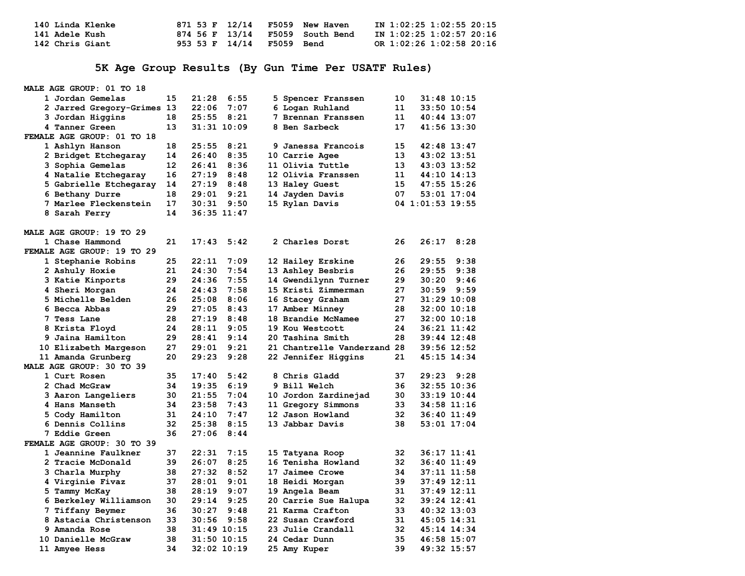| Place | Name | Bib | Age | Sex | Div Place | Division | City | State | Gun Time | Chip Time | Pace |
|---|---|---|---|---|---|---|---|---|---|---|---|
| 140 | Linda Klenke | 871 | 53 | F | 12/14 | F5059 | New Haven | IN | 1:02:25 | 1:02:55 | 20:15 |
| 141 | Adele Kush | 874 | 56 | F | 13/14 | F5059 | South Bend | IN | 1:02:25 | 1:02:57 | 20:16 |
| 142 | Chris Giant | 953 | 53 | F | 14/14 | F5059 | Bend | OR | 1:02:26 | 1:02:58 | 20:16 |

## 5K Age Group Results (By Gun Time Per USATF Rules)

**MALE AGE GROUP: 01 TO 18**

| Place | Name | Age | Time | Pace |
|---|---|---|---|---|
| 1 | Jordan Gemelas | 15 | 21:28 | 6:55 |
| 2 | Jarred Gregory-Grimes | 13 | 22:06 | 7:07 |
| 3 | Jordan Higgins | 18 | 25:55 | 8:21 |
| 4 | Tanner Green | 13 | 31:31 | 10:09 |
| 5 | Spencer Franssen | 10 | 31:48 | 10:15 |
| 6 | Logan Ruhland | 11 | 33:50 | 10:54 |
| 7 | Brennan Franssen | 11 | 40:44 | 13:07 |
| 8 | Ben Sarbeck | 17 | 41:56 | 13:30 |

**FEMALE AGE GROUP: 01 TO 18**

| Place | Name | Age | Time | Pace |
|---|---|---|---|---|
| 1 | Ashlyn Hanson | 18 | 25:55 | 8:21 |
| 2 | Bridget Etchegaray | 14 | 26:40 | 8:35 |
| 3 | Sophia Gemelas | 12 | 26:41 | 8:36 |
| 4 | Natalie Etchegaray | 16 | 27:19 | 8:48 |
| 5 | Gabrielle Etchegaray | 14 | 27:19 | 8:48 |
| 6 | Bethany Durre | 18 | 29:01 | 9:21 |
| 7 | Marlee Fleckenstein | 17 | 30:31 | 9:50 |
| 8 | Sarah Ferry | 14 | 36:35 | 11:47 |
| 9 | Janessa Francois | 15 | 42:48 | 13:47 |
| 10 | Carrie Agee | 13 | 43:02 | 13:51 |
| 11 | Olivia Tuttle | 13 | 43:03 | 13:52 |
| 12 | Olivia Franssen | 11 | 44:10 | 14:13 |
| 13 | Haley Guest | 15 | 47:55 | 15:26 |
| 14 | Jayden Davis | 07 | 53:01 | 17:04 |
| 15 | Rylan Davis | 04 | 1:01:53 | 19:55 |

**MALE AGE GROUP: 19 TO 29**

| Place | Name | Age | Time | Pace |
|---|---|---|---|---|
| 1 | Chase Hammond | 21 | 17:43 | 5:42 |
| 2 | Charles Dorst | 26 | 26:17 | 8:28 |

**FEMALE AGE GROUP: 19 TO 29**

| Place | Name | Age | Time | Pace |
|---|---|---|---|---|
| 1 | Stephanie Robins | 25 | 22:11 | 7:09 |
| 2 | Ashuly Hoxie | 21 | 24:30 | 7:54 |
| 3 | Katie Kinports | 29 | 24:36 | 7:55 |
| 4 | Sheri Morgan | 24 | 24:43 | 7:58 |
| 5 | Michelle Belden | 26 | 25:08 | 8:06 |
| 6 | Becca Abbas | 29 | 27:05 | 8:43 |
| 7 | Tess Lane | 28 | 27:19 | 8:48 |
| 8 | Krista Floyd | 24 | 28:11 | 9:05 |
| 9 | Jaina Hamilton | 29 | 28:41 | 9:14 |
| 10 | Elizabeth Margeson | 27 | 29:01 | 9:21 |
| 11 | Amanda Grunberg | 20 | 29:23 | 9:28 |
| 12 | Hailey Erskine | 26 | 29:55 | 9:38 |
| 13 | Ashley Besbris | 26 | 29:55 | 9:38 |
| 14 | Gwendilynn Turner | 29 | 30:20 | 9:46 |
| 15 | Kristi Zimmerman | 27 | 30:59 | 9:59 |
| 16 | Stacey Graham | 27 | 31:29 | 10:08 |
| 17 | Amber Minney | 28 | 32:00 | 10:18 |
| 18 | Brandie McNamee | 27 | 32:00 | 10:18 |
| 19 | Kou Westcott | 24 | 36:21 | 11:42 |
| 20 | Tashina Smith | 28 | 39:44 | 12:48 |
| 21 | Chantrelle Vanderzand | 28 | 39:56 | 12:52 |
| 22 | Jennifer Higgins | 21 | 45:15 | 14:34 |

**MALE AGE GROUP: 30 TO 39**

| Place | Name | Age | Time | Pace |
|---|---|---|---|---|
| 1 | Curt Rosen | 35 | 17:40 | 5:42 |
| 2 | Chad McGraw | 34 | 19:35 | 6:19 |
| 3 | Aaron Langeliers | 30 | 21:55 | 7:04 |
| 4 | Hans Manseth | 34 | 23:58 | 7:43 |
| 5 | Cody Hamilton | 31 | 24:10 | 7:47 |
| 6 | Dennis Collins | 32 | 25:38 | 8:15 |
| 7 | Eddie Green | 36 | 27:06 | 8:44 |
| 8 | Chris Gladd | 37 | 29:23 | 9:28 |
| 9 | Bill Welch | 36 | 32:55 | 10:36 |
| 10 | Jordon Zardinejad | 30 | 33:19 | 10:44 |
| 11 | Gregory Simmons | 33 | 34:58 | 11:16 |
| 12 | Jason Howland | 32 | 36:40 | 11:49 |
| 13 | Jabbar Davis | 38 | 53:01 | 17:04 |

**FEMALE AGE GROUP: 30 TO 39**

| Place | Name | Age | Time | Pace |
|---|---|---|---|---|
| 1 | Jeannine Faulkner | 37 | 22:31 | 7:15 |
| 2 | Tracie McDonald | 39 | 26:07 | 8:25 |
| 3 | Charla Murphy | 38 | 27:32 | 8:52 |
| 4 | Virginie Fivaz | 37 | 28:01 | 9:01 |
| 5 | Tammy McKay | 38 | 28:19 | 9:07 |
| 6 | Berkeley Williamson | 30 | 29:14 | 9:25 |
| 7 | Tiffany Beymer | 36 | 30:27 | 9:48 |
| 8 | Astacia Christenson | 33 | 30:56 | 9:58 |
| 9 | Amanda Rose | 38 | 31:49 | 10:15 |
| 10 | Danielle McGraw | 38 | 31:50 | 10:15 |
| 11 | Amyee Hess | 34 | 32:02 | 10:19 |
| 15 | Tatyana Roop | 32 | 36:17 | 11:41 |
| 16 | Tenisha Howland | 32 | 36:40 | 11:49 |
| 17 | Jaimee Crowe | 34 | 37:11 | 11:58 |
| 18 | Heidi Morgan | 39 | 37:49 | 12:11 |
| 19 | Angela Beam | 31 | 37:49 | 12:11 |
| 20 | Carrie Sue Halupa | 32 | 39:24 | 12:41 |
| 21 | Karma Crafton | 33 | 40:32 | 13:03 |
| 22 | Susan Crawford | 31 | 45:05 | 14:31 |
| 23 | Julie Crandall | 32 | 45:14 | 14:34 |
| 24 | Cedar Dunn | 35 | 46:58 | 15:07 |
| 25 | Amy Kuper | 39 | 49:32 | 15:57 |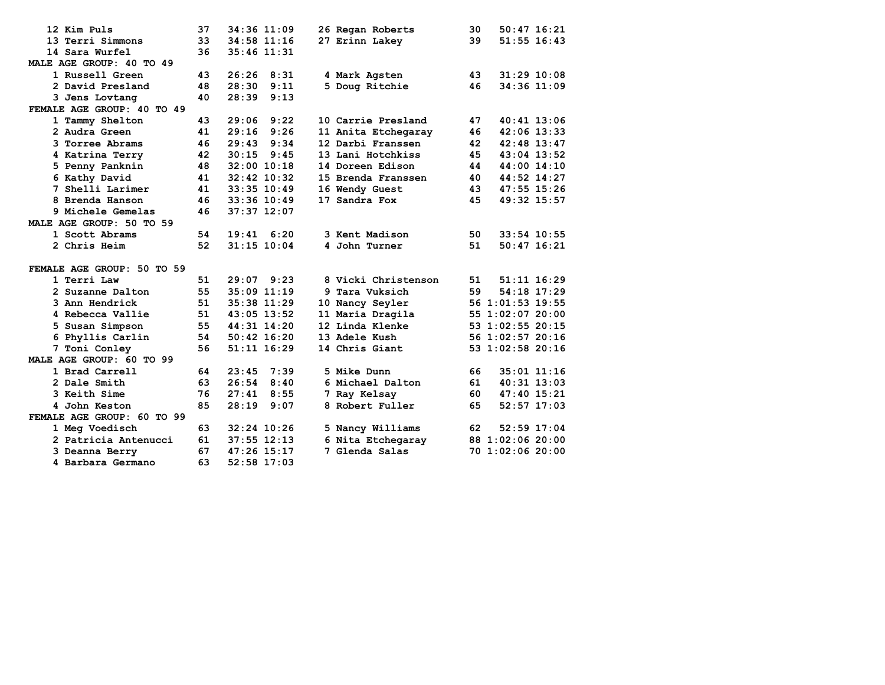| | | | | | | | |
|---|---|---|---|---|---|---|---|
| 12 Kim Puls | 37 | 34:36 | 11:09 | 26 Regan Roberts | 30 | 50:47 | 16:21 |
| 13 Terri Simmons | 33 | 34:58 | 11:16 | 27 Erinn Lakey | 39 | 51:55 | 16:43 |
| 14 Sara Wurfel | 36 | 35:46 | 11:31 | | | | |

**MALE AGE GROUP: 40 TO 49**

| | | | | | | | |
|---|---|---|---|---|---|---|---|
| 1 Russell Green | 43 | 26:26 | 8:31 | 4 Mark Agsten | 43 | 31:29 | 10:08 |
| 2 David Presland | 48 | 28:30 | 9:11 | 5 Doug Ritchie | 46 | 34:36 | 11:09 |
| 3 Jens Lovtang | 40 | 28:39 | 9:13 | | | | |

**FEMALE AGE GROUP: 40 TO 49**

| | | | | | | | |
|---|---|---|---|---|---|---|---|
| 1 Tammy Shelton | 43 | 29:06 | 9:22 | 10 Carrie Presland | 47 | 40:41 | 13:06 |
| 2 Audra Green | 41 | 29:16 | 9:26 | 11 Anita Etchegaray | 46 | 42:06 | 13:33 |
| 3 Torree Abrams | 46 | 29:43 | 9:34 | 12 Darbi Franssen | 42 | 42:48 | 13:47 |
| 4 Katrina Terry | 42 | 30:15 | 9:45 | 13 Lani Hotchkiss | 45 | 43:04 | 13:52 |
| 5 Penny Panknin | 48 | 32:00 | 10:18 | 14 Doreen Edison | 44 | 44:00 | 14:10 |
| 6 Kathy David | 41 | 32:42 | 10:32 | 15 Brenda Franssen | 40 | 44:52 | 14:27 |
| 7 Shelli Larimer | 41 | 33:35 | 10:49 | 16 Wendy Guest | 43 | 47:55 | 15:26 |
| 8 Brenda Hanson | 46 | 33:36 | 10:49 | 17 Sandra Fox | 45 | 49:32 | 15:57 |
| 9 Michele Gemelas | 46 | 37:37 | 12:07 | | | | |

**MALE AGE GROUP: 50 TO 59**

| | | | | | | | |
|---|---|---|---|---|---|---|---|
| 1 Scott Abrams | 54 | 19:41 | 6:20 | 3 Kent Madison | 50 | 33:54 | 10:55 |
| 2 Chris Heim | 52 | 31:15 | 10:04 | 4 John Turner | 51 | 50:47 | 16:21 |

**FEMALE AGE GROUP: 50 TO 59**

| | | | | | | | |
|---|---|---|---|---|---|---|---|
| 1 Terri Law | 51 | 29:07 | 9:23 | 8 Vicki Christenson | 51 | 51:11 | 16:29 |
| 2 Suzanne Dalton | 55 | 35:09 | 11:19 | 9 Tara Vuksich | 59 | 54:18 | 17:29 |
| 3 Ann Hendrick | 51 | 35:38 | 11:29 | 10 Nancy Seyler | 56 | 1:01:53 | 19:55 |
| 4 Rebecca Vallie | 51 | 43:05 | 13:52 | 11 Maria Dragila | 55 | 1:02:07 | 20:00 |
| 5 Susan Simpson | 55 | 44:31 | 14:20 | 12 Linda Klenke | 53 | 1:02:55 | 20:15 |
| 6 Phyllis Carlin | 54 | 50:42 | 16:20 | 13 Adele Kush | 56 | 1:02:57 | 20:16 |
| 7 Toni Conley | 56 | 51:11 | 16:29 | 14 Chris Giant | 53 | 1:02:58 | 20:16 |

**MALE AGE GROUP: 60 TO 99**

| | | | | | | | |
|---|---|---|---|---|---|---|---|
| 1 Brad Carrell | 64 | 23:45 | 7:39 | 5 Mike Dunn | 66 | 35:01 | 11:16 |
| 2 Dale Smith | 63 | 26:54 | 8:40 | 6 Michael Dalton | 61 | 40:31 | 13:03 |
| 3 Keith Sime | 76 | 27:41 | 8:55 | 7 Ray Kelsay | 60 | 47:40 | 15:21 |
| 4 John Keston | 85 | 28:19 | 9:07 | 8 Robert Fuller | 65 | 52:57 | 17:03 |

**FEMALE AGE GROUP: 60 TO 99**

| | | | | | | | |
|---|---|---|---|---|---|---|---|
| 1 Meg Voedisch | 63 | 32:24 | 10:26 | 5 Nancy Williams | 62 | 52:59 | 17:04 |
| 2 Patricia Antenucci | 61 | 37:55 | 12:13 | 6 Nita Etchegaray | 88 | 1:02:06 | 20:00 |
| 3 Deanna Berry | 67 | 47:26 | 15:17 | 7 Glenda Salas | 70 | 1:02:06 | 20:00 |
| 4 Barbara Germano | 63 | 52:58 | 17:03 | | | | |